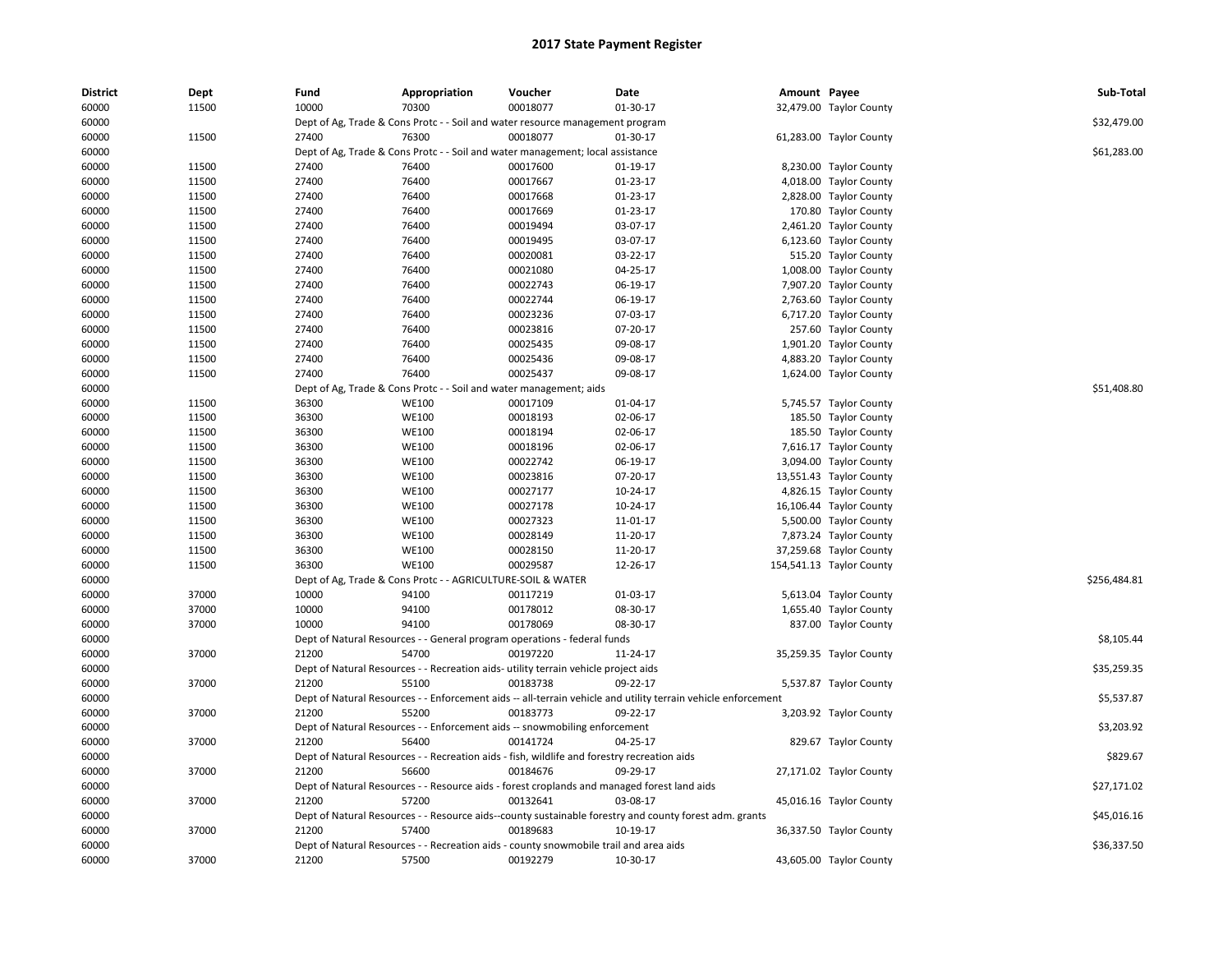# 2017 State Payment Register

| District | Dept | Fund | Appropriation | Voucher | Date | Amount | Payee | Sub-Total |
|---|---|---|---|---|---|---|---|---|
| 60000 | 11500 | 10000 | 70300 | 00018077 | 01-30-17 | 32,479.00 | Taylor County | |
| 60000 | | Dept of Ag, Trade & Cons Protc - - Soil and water resource management program | | | | | | $32,479.00 |
| 60000 | 11500 | 27400 | 76300 | 00018077 | 01-30-17 | 61,283.00 | Taylor County | |
| 60000 | | Dept of Ag, Trade & Cons Protc - - Soil and water management; local assistance | | | | | | $61,283.00 |
| 60000 | 11500 | 27400 | 76400 | 00017600 | 01-19-17 | 8,230.00 | Taylor County | |
| 60000 | 11500 | 27400 | 76400 | 00017667 | 01-23-17 | 4,018.00 | Taylor County | |
| 60000 | 11500 | 27400 | 76400 | 00017668 | 01-23-17 | 2,828.00 | Taylor County | |
| 60000 | 11500 | 27400 | 76400 | 00017669 | 01-23-17 | 170.80 | Taylor County | |
| 60000 | 11500 | 27400 | 76400 | 00019494 | 03-07-17 | 2,461.20 | Taylor County | |
| 60000 | 11500 | 27400 | 76400 | 00019495 | 03-07-17 | 6,123.60 | Taylor County | |
| 60000 | 11500 | 27400 | 76400 | 00020081 | 03-22-17 | 515.20 | Taylor County | |
| 60000 | 11500 | 27400 | 76400 | 00021080 | 04-25-17 | 1,008.00 | Taylor County | |
| 60000 | 11500 | 27400 | 76400 | 00022743 | 06-19-17 | 7,907.20 | Taylor County | |
| 60000 | 11500 | 27400 | 76400 | 00022744 | 06-19-17 | 2,763.60 | Taylor County | |
| 60000 | 11500 | 27400 | 76400 | 00023236 | 07-03-17 | 6,717.20 | Taylor County | |
| 60000 | 11500 | 27400 | 76400 | 00023816 | 07-20-17 | 257.60 | Taylor County | |
| 60000 | 11500 | 27400 | 76400 | 00025435 | 09-08-17 | 1,901.20 | Taylor County | |
| 60000 | 11500 | 27400 | 76400 | 00025436 | 09-08-17 | 4,883.20 | Taylor County | |
| 60000 | 11500 | 27400 | 76400 | 00025437 | 09-08-17 | 1,624.00 | Taylor County | |
| 60000 | | Dept of Ag, Trade & Cons Protc - - Soil and water management; aids | | | | | | $51,408.80 |
| 60000 | 11500 | 36300 | WE100 | 00017109 | 01-04-17 | 5,745.57 | Taylor County | |
| 60000 | 11500 | 36300 | WE100 | 00018193 | 02-06-17 | 185.50 | Taylor County | |
| 60000 | 11500 | 36300 | WE100 | 00018194 | 02-06-17 | 185.50 | Taylor County | |
| 60000 | 11500 | 36300 | WE100 | 00018196 | 02-06-17 | 7,616.17 | Taylor County | |
| 60000 | 11500 | 36300 | WE100 | 00022742 | 06-19-17 | 3,094.00 | Taylor County | |
| 60000 | 11500 | 36300 | WE100 | 00023816 | 07-20-17 | 13,551.43 | Taylor County | |
| 60000 | 11500 | 36300 | WE100 | 00027177 | 10-24-17 | 4,826.15 | Taylor County | |
| 60000 | 11500 | 36300 | WE100 | 00027178 | 10-24-17 | 16,106.44 | Taylor County | |
| 60000 | 11500 | 36300 | WE100 | 00027323 | 11-01-17 | 5,500.00 | Taylor County | |
| 60000 | 11500 | 36300 | WE100 | 00028149 | 11-20-17 | 7,873.24 | Taylor County | |
| 60000 | 11500 | 36300 | WE100 | 00028150 | 11-20-17 | 37,259.68 | Taylor County | |
| 60000 | 11500 | 36300 | WE100 | 00029587 | 12-26-17 | 154,541.13 | Taylor County | |
| 60000 | | Dept of Ag, Trade & Cons Protc - - AGRICULTURE-SOIL & WATER | | | | | | $256,484.81 |
| 60000 | 37000 | 10000 | 94100 | 00117219 | 01-03-17 | 5,613.04 | Taylor County | |
| 60000 | 37000 | 10000 | 94100 | 00178012 | 08-30-17 | 1,655.40 | Taylor County | |
| 60000 | 37000 | 10000 | 94100 | 00178069 | 08-30-17 | 837.00 | Taylor County | |
| 60000 | | Dept of Natural Resources - - General program operations - federal funds | | | | | | $8,105.44 |
| 60000 | 37000 | 21200 | 54700 | 00197220 | 11-24-17 | 35,259.35 | Taylor County | |
| 60000 | | Dept of Natural Resources - - Recreation aids- utility terrain vehicle project aids | | | | | | $35,259.35 |
| 60000 | 37000 | 21200 | 55100 | 00183738 | 09-22-17 | 5,537.87 | Taylor County | |
| 60000 | | Dept of Natural Resources - - Enforcement aids -- all-terrain vehicle and utility terrain vehicle enforcement | | | | | | $5,537.87 |
| 60000 | 37000 | 21200 | 55200 | 00183773 | 09-22-17 | 3,203.92 | Taylor County | |
| 60000 | | Dept of Natural Resources - - Enforcement aids -- snowmobiling enforcement | | | | | | $3,203.92 |
| 60000 | 37000 | 21200 | 56400 | 00141724 | 04-25-17 | 829.67 | Taylor County | |
| 60000 | | Dept of Natural Resources - - Recreation aids - fish, wildlife and forestry recreation aids | | | | | | $829.67 |
| 60000 | 37000 | 21200 | 56600 | 00184676 | 09-29-17 | 27,171.02 | Taylor County | |
| 60000 | | Dept of Natural Resources - - Resource aids - forest croplands and managed forest land aids | | | | | | $27,171.02 |
| 60000 | 37000 | 21200 | 57200 | 00132641 | 03-08-17 | 45,016.16 | Taylor County | |
| 60000 | | Dept of Natural Resources - - Resource aids--county sustainable forestry and county forest adm. grants | | | | | | $45,016.16 |
| 60000 | 37000 | 21200 | 57400 | 00189683 | 10-19-17 | 36,337.50 | Taylor County | |
| 60000 | | Dept of Natural Resources - - Recreation aids - county snowmobile trail and area aids | | | | | | $36,337.50 |
| 60000 | 37000 | 21200 | 57500 | 00192279 | 10-30-17 | 43,605.00 | Taylor County | |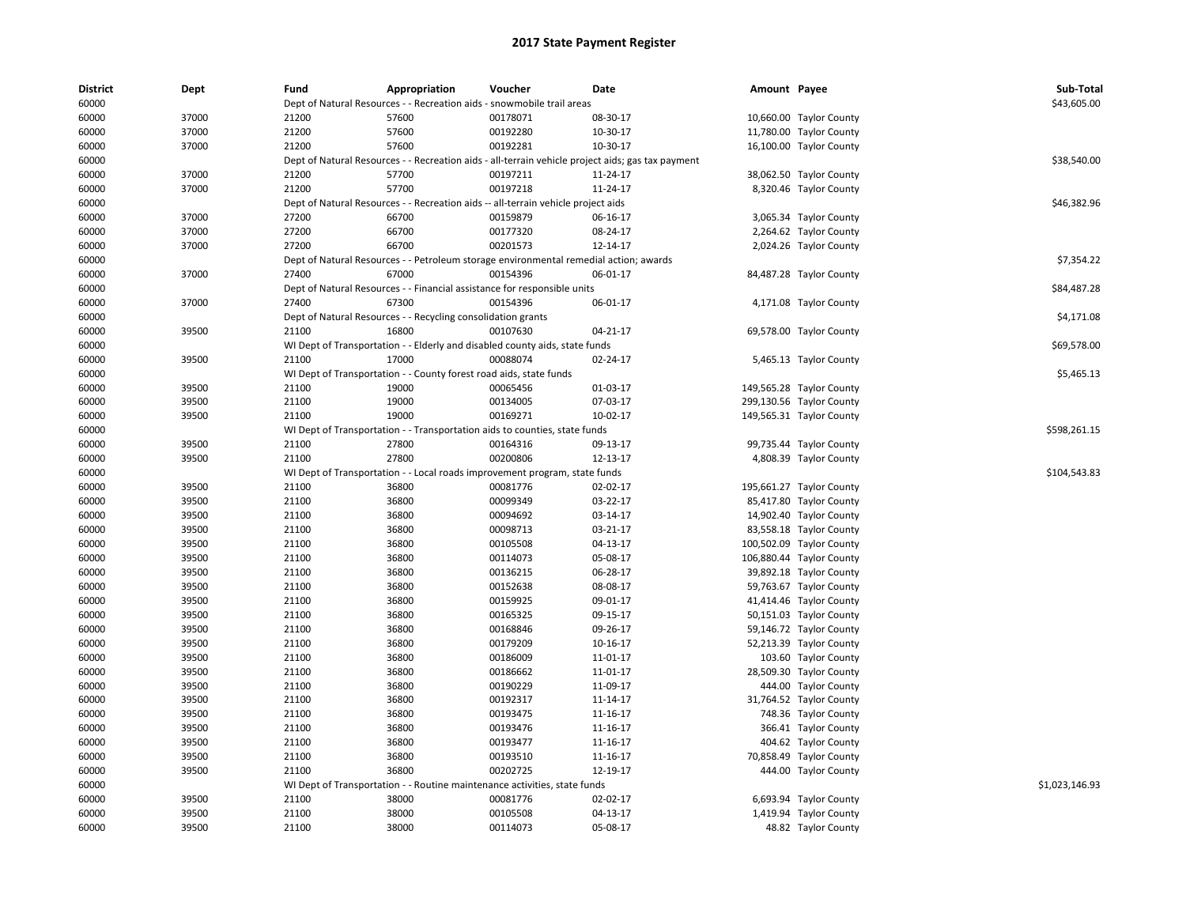# 2017 State Payment Register

| District | Dept | Fund | Appropriation | Voucher | Date | Amount | Payee | Sub-Total |
|---|---|---|---|---|---|---|---|---|
| 60000 | | Dept of Natural Resources - - Recreation aids - snowmobile trail areas | | | | | | $43,605.00 |
| 60000 | 37000 | 21200 | 57600 | 00178071 | 08-30-17 | 10,660.00 | Taylor County | |
| 60000 | 37000 | 21200 | 57600 | 00192280 | 10-30-17 | 11,780.00 | Taylor County | |
| 60000 | 37000 | 21200 | 57600 | 00192281 | 10-30-17 | 16,100.00 | Taylor County | |
| 60000 | | Dept of Natural Resources - - Recreation aids - all-terrain vehicle project aids; gas tax payment | | | | | | $38,540.00 |
| 60000 | 37000 | 21200 | 57700 | 00197211 | 11-24-17 | 38,062.50 | Taylor County | |
| 60000 | 37000 | 21200 | 57700 | 00197218 | 11-24-17 | 8,320.46 | Taylor County | |
| 60000 | | Dept of Natural Resources - - Recreation aids -- all-terrain vehicle project aids | | | | | | $46,382.96 |
| 60000 | 37000 | 27200 | 66700 | 00159879 | 06-16-17 | 3,065.34 | Taylor County | |
| 60000 | 37000 | 27200 | 66700 | 00177320 | 08-24-17 | 2,264.62 | Taylor County | |
| 60000 | 37000 | 27200 | 66700 | 00201573 | 12-14-17 | 2,024.26 | Taylor County | |
| 60000 | | Dept of Natural Resources - - Petroleum storage environmental remedial action; awards | | | | | | $7,354.22 |
| 60000 | 37000 | 27400 | 67000 | 00154396 | 06-01-17 | 84,487.28 | Taylor County | |
| 60000 | | Dept of Natural Resources - - Financial assistance for responsible units | | | | | | $84,487.28 |
| 60000 | 37000 | 27400 | 67300 | 00154396 | 06-01-17 | 4,171.08 | Taylor County | |
| 60000 | | Dept of Natural Resources - - Recycling consolidation grants | | | | | | $4,171.08 |
| 60000 | 39500 | 21100 | 16800 | 00107630 | 04-21-17 | 69,578.00 | Taylor County | |
| 60000 | | WI Dept of Transportation - - Elderly and disabled county aids, state funds | | | | | | $69,578.00 |
| 60000 | 39500 | 21100 | 17000 | 00088074 | 02-24-17 | 5,465.13 | Taylor County | |
| 60000 | | WI Dept of Transportation - - County forest road aids, state funds | | | | | | $5,465.13 |
| 60000 | 39500 | 21100 | 19000 | 00065456 | 01-03-17 | 149,565.28 | Taylor County | |
| 60000 | 39500 | 21100 | 19000 | 00134005 | 07-03-17 | 299,130.56 | Taylor County | |
| 60000 | 39500 | 21100 | 19000 | 00169271 | 10-02-17 | 149,565.31 | Taylor County | |
| 60000 | | WI Dept of Transportation - - Transportation aids to counties, state funds | | | | | | $598,261.15 |
| 60000 | 39500 | 21100 | 27800 | 00164316 | 09-13-17 | 99,735.44 | Taylor County | |
| 60000 | 39500 | 21100 | 27800 | 00200806 | 12-13-17 | 4,808.39 | Taylor County | |
| 60000 | | WI Dept of Transportation - - Local roads improvement program, state funds | | | | | | $104,543.83 |
| 60000 | 39500 | 21100 | 36800 | 00081776 | 02-02-17 | 195,661.27 | Taylor County | |
| 60000 | 39500 | 21100 | 36800 | 00099349 | 03-22-17 | 85,417.80 | Taylor County | |
| 60000 | 39500 | 21100 | 36800 | 00094692 | 03-14-17 | 14,902.40 | Taylor County | |
| 60000 | 39500 | 21100 | 36800 | 00098713 | 03-21-17 | 83,558.18 | Taylor County | |
| 60000 | 39500 | 21100 | 36800 | 00105508 | 04-13-17 | 100,502.09 | Taylor County | |
| 60000 | 39500 | 21100 | 36800 | 00114073 | 05-08-17 | 106,880.44 | Taylor County | |
| 60000 | 39500 | 21100 | 36800 | 00136215 | 06-28-17 | 39,892.18 | Taylor County | |
| 60000 | 39500 | 21100 | 36800 | 00152638 | 08-08-17 | 59,763.67 | Taylor County | |
| 60000 | 39500 | 21100 | 36800 | 00159925 | 09-01-17 | 41,414.46 | Taylor County | |
| 60000 | 39500 | 21100 | 36800 | 00165325 | 09-15-17 | 50,151.03 | Taylor County | |
| 60000 | 39500 | 21100 | 36800 | 00168846 | 09-26-17 | 59,146.72 | Taylor County | |
| 60000 | 39500 | 21100 | 36800 | 00179209 | 10-16-17 | 52,213.39 | Taylor County | |
| 60000 | 39500 | 21100 | 36800 | 00186009 | 11-01-17 | 103.60 | Taylor County | |
| 60000 | 39500 | 21100 | 36800 | 00186662 | 11-01-17 | 28,509.30 | Taylor County | |
| 60000 | 39500 | 21100 | 36800 | 00190229 | 11-09-17 | 444.00 | Taylor County | |
| 60000 | 39500 | 21100 | 36800 | 00192317 | 11-14-17 | 31,764.52 | Taylor County | |
| 60000 | 39500 | 21100 | 36800 | 00193475 | 11-16-17 | 748.36 | Taylor County | |
| 60000 | 39500 | 21100 | 36800 | 00193476 | 11-16-17 | 366.41 | Taylor County | |
| 60000 | 39500 | 21100 | 36800 | 00193477 | 11-16-17 | 404.62 | Taylor County | |
| 60000 | 39500 | 21100 | 36800 | 00193510 | 11-16-17 | 70,858.49 | Taylor County | |
| 60000 | 39500 | 21100 | 36800 | 00202725 | 12-19-17 | 444.00 | Taylor County | |
| 60000 | | WI Dept of Transportation - - Routine maintenance activities, state funds | | | | | | $1,023,146.93 |
| 60000 | 39500 | 21100 | 38000 | 00081776 | 02-02-17 | 6,693.94 | Taylor County | |
| 60000 | 39500 | 21100 | 38000 | 00105508 | 04-13-17 | 1,419.94 | Taylor County | |
| 60000 | 39500 | 21100 | 38000 | 00114073 | 05-08-17 | 48.82 | Taylor County | |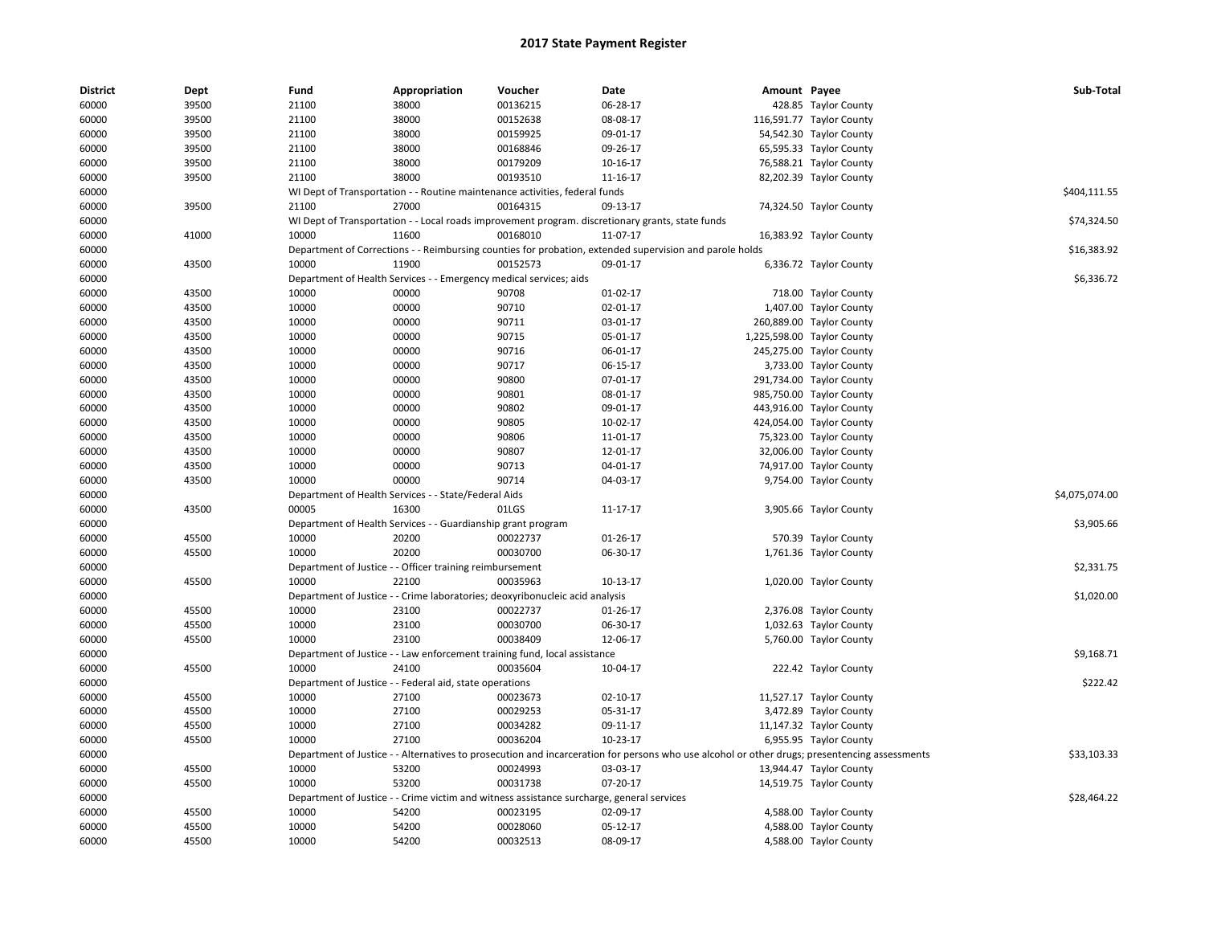# 2017 State Payment Register

| District | Dept | Fund | Appropriation | Voucher | Date | Amount | Payee | Sub-Total |
|---|---|---|---|---|---|---|---|---|
| 60000 | 39500 | 21100 | 38000 | 00136215 | 06-28-17 | 428.85 | Taylor County | |
| 60000 | 39500 | 21100 | 38000 | 00152638 | 08-08-17 | 116,591.77 | Taylor County | |
| 60000 | 39500 | 21100 | 38000 | 00159925 | 09-01-17 | 54,542.30 | Taylor County | |
| 60000 | 39500 | 21100 | 38000 | 00168846 | 09-26-17 | 65,595.33 | Taylor County | |
| 60000 | 39500 | 21100 | 38000 | 00179209 | 10-16-17 | 76,588.21 | Taylor County | |
| 60000 | 39500 | 21100 | 38000 | 00193510 | 11-16-17 | 82,202.39 | Taylor County | |
| 60000 | | WI Dept of Transportation - - Routine maintenance activities, federal funds | | | | | | $404,111.55 |
| 60000 | 39500 | 21100 | 27000 | 00164315 | 09-13-17 | 74,324.50 | Taylor County | |
| 60000 | | WI Dept of Transportation - - Local roads improvement program. discretionary grants, state funds | | | | | | $74,324.50 |
| 60000 | 41000 | 10000 | 11600 | 00168010 | 11-07-17 | 16,383.92 | Taylor County | |
| 60000 | | Department of Corrections - - Reimbursing counties for probation, extended supervision and parole holds | | | | | | $16,383.92 |
| 60000 | 43500 | 10000 | 11900 | 00152573 | 09-01-17 | 6,336.72 | Taylor County | |
| 60000 | | Department of Health Services - - Emergency medical services; aids | | | | | | $6,336.72 |
| 60000 | 43500 | 10000 | 00000 | 90708 | 01-02-17 | 718.00 | Taylor County | |
| 60000 | 43500 | 10000 | 00000 | 90710 | 02-01-17 | 1,407.00 | Taylor County | |
| 60000 | 43500 | 10000 | 00000 | 90711 | 03-01-17 | 260,889.00 | Taylor County | |
| 60000 | 43500 | 10000 | 00000 | 90715 | 05-01-17 | 1,225,598.00 | Taylor County | |
| 60000 | 43500 | 10000 | 00000 | 90716 | 06-01-17 | 245,275.00 | Taylor County | |
| 60000 | 43500 | 10000 | 00000 | 90717 | 06-15-17 | 3,733.00 | Taylor County | |
| 60000 | 43500 | 10000 | 00000 | 90800 | 07-01-17 | 291,734.00 | Taylor County | |
| 60000 | 43500 | 10000 | 00000 | 90801 | 08-01-17 | 985,750.00 | Taylor County | |
| 60000 | 43500 | 10000 | 00000 | 90802 | 09-01-17 | 443,916.00 | Taylor County | |
| 60000 | 43500 | 10000 | 00000 | 90805 | 10-02-17 | 424,054.00 | Taylor County | |
| 60000 | 43500 | 10000 | 00000 | 90806 | 11-01-17 | 75,323.00 | Taylor County | |
| 60000 | 43500 | 10000 | 00000 | 90807 | 12-01-17 | 32,006.00 | Taylor County | |
| 60000 | 43500 | 10000 | 00000 | 90713 | 04-01-17 | 74,917.00 | Taylor County | |
| 60000 | 43500 | 10000 | 00000 | 90714 | 04-03-17 | 9,754.00 | Taylor County | |
| 60000 | | Department of Health Services - - State/Federal Aids | | | | | | $4,075,074.00 |
| 60000 | 43500 | 00005 | 16300 | 01LGS | 11-17-17 | 3,905.66 | Taylor County | |
| 60000 | | Department of Health Services - - Guardianship grant program | | | | | | $3,905.66 |
| 60000 | 45500 | 10000 | 20200 | 00022737 | 01-26-17 | 570.39 | Taylor County | |
| 60000 | 45500 | 10000 | 20200 | 00030700 | 06-30-17 | 1,761.36 | Taylor County | |
| 60000 | | Department of Justice - - Officer training reimbursement | | | | | | $2,331.75 |
| 60000 | 45500 | 10000 | 22100 | 00035963 | 10-13-17 | 1,020.00 | Taylor County | |
| 60000 | | Department of Justice - - Crime laboratories; deoxyribonucleic acid analysis | | | | | | $1,020.00 |
| 60000 | 45500 | 10000 | 23100 | 00022737 | 01-26-17 | 2,376.08 | Taylor County | |
| 60000 | 45500 | 10000 | 23100 | 00030700 | 06-30-17 | 1,032.63 | Taylor County | |
| 60000 | 45500 | 10000 | 23100 | 00038409 | 12-06-17 | 5,760.00 | Taylor County | |
| 60000 | | Department of Justice - - Law enforcement training fund, local assistance | | | | | | $9,168.71 |
| 60000 | 45500 | 10000 | 24100 | 00035604 | 10-04-17 | 222.42 | Taylor County | |
| 60000 | | Department of Justice - - Federal aid, state operations | | | | | | $222.42 |
| 60000 | 45500 | 10000 | 27100 | 00023673 | 02-10-17 | 11,527.17 | Taylor County | |
| 60000 | 45500 | 10000 | 27100 | 00029253 | 05-31-17 | 3,472.89 | Taylor County | |
| 60000 | 45500 | 10000 | 27100 | 00034282 | 09-11-17 | 11,147.32 | Taylor County | |
| 60000 | 45500 | 10000 | 27100 | 00036204 | 10-23-17 | 6,955.95 | Taylor County | |
| 60000 | | Department of Justice - - Alternatives to prosecution and incarceration for persons who use alcohol or other drugs; presentencing assessments | | | | | | $33,103.33 |
| 60000 | 45500 | 10000 | 53200 | 00024993 | 03-03-17 | 13,944.47 | Taylor County | |
| 60000 | 45500 | 10000 | 53200 | 00031738 | 07-20-17 | 14,519.75 | Taylor County | |
| 60000 | | Department of Justice - - Crime victim and witness assistance surcharge, general services | | | | | | $28,464.22 |
| 60000 | 45500 | 10000 | 54200 | 00023195 | 02-09-17 | 4,588.00 | Taylor County | |
| 60000 | 45500 | 10000 | 54200 | 00028060 | 05-12-17 | 4,588.00 | Taylor County | |
| 60000 | 45500 | 10000 | 54200 | 00032513 | 08-09-17 | 4,588.00 | Taylor County | |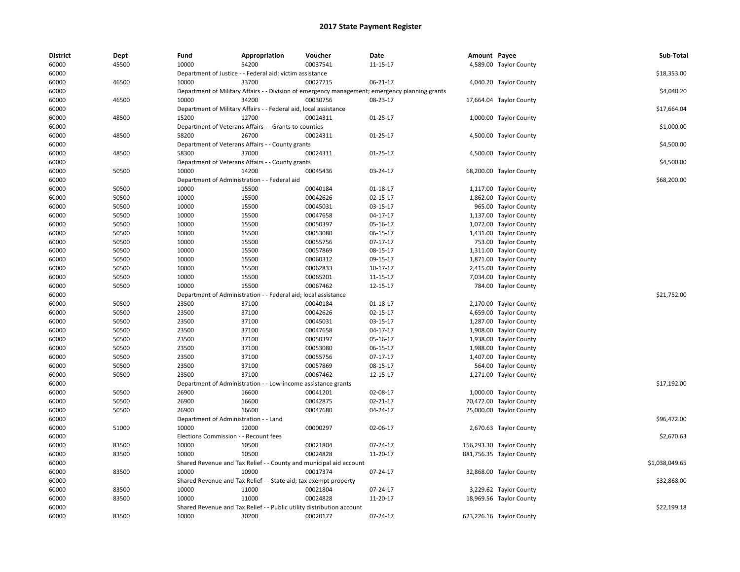# 2017 State Payment Register

| District | Dept | Fund | Appropriation | Voucher | Date | Amount | Payee | Sub-Total |
|---|---|---|---|---|---|---|---|---|
| 60000 | 45500 | 10000 | 54200 | 00037541 | 11-15-17 | 4,589.00 | Taylor County | |
| 60000 | | Department of Justice - - Federal aid; victim assistance | | | | | | $18,353.00 |
| 60000 | 46500 | 10000 | 33700 | 00027715 | 06-21-17 | 4,040.20 | Taylor County | |
| 60000 | | Department of Military Affairs - - Division of emergency management; emergency planning grants | | | | | | $4,040.20 |
| 60000 | 46500 | 10000 | 34200 | 00030756 | 08-23-17 | 17,664.04 | Taylor County | |
| 60000 | | Department of Military Affairs - - Federal aid, local assistance | | | | | | $17,664.04 |
| 60000 | 48500 | 15200 | 12700 | 00024311 | 01-25-17 | 1,000.00 | Taylor County | |
| 60000 | | Department of Veterans Affairs - - Grants to counties | | | | | | $1,000.00 |
| 60000 | 48500 | 58200 | 26700 | 00024311 | 01-25-17 | 4,500.00 | Taylor County | |
| 60000 | | Department of Veterans Affairs - - County grants | | | | | | $4,500.00 |
| 60000 | 48500 | 58300 | 37000 | 00024311 | 01-25-17 | 4,500.00 | Taylor County | |
| 60000 | | Department of Veterans Affairs - - County grants | | | | | | $4,500.00 |
| 60000 | 50500 | 10000 | 14200 | 00045436 | 03-24-17 | 68,200.00 | Taylor County | |
| 60000 | | Department of Administration - - Federal aid | | | | | | $68,200.00 |
| 60000 | 50500 | 10000 | 15500 | 00040184 | 01-18-17 | 1,117.00 | Taylor County | |
| 60000 | 50500 | 10000 | 15500 | 00042626 | 02-15-17 | 1,862.00 | Taylor County | |
| 60000 | 50500 | 10000 | 15500 | 00045031 | 03-15-17 | 965.00 | Taylor County | |
| 60000 | 50500 | 10000 | 15500 | 00047658 | 04-17-17 | 1,137.00 | Taylor County | |
| 60000 | 50500 | 10000 | 15500 | 00050397 | 05-16-17 | 1,072.00 | Taylor County | |
| 60000 | 50500 | 10000 | 15500 | 00053080 | 06-15-17 | 1,431.00 | Taylor County | |
| 60000 | 50500 | 10000 | 15500 | 00055756 | 07-17-17 | 753.00 | Taylor County | |
| 60000 | 50500 | 10000 | 15500 | 00057869 | 08-15-17 | 1,311.00 | Taylor County | |
| 60000 | 50500 | 10000 | 15500 | 00060312 | 09-15-17 | 1,871.00 | Taylor County | |
| 60000 | 50500 | 10000 | 15500 | 00062833 | 10-17-17 | 2,415.00 | Taylor County | |
| 60000 | 50500 | 10000 | 15500 | 00065201 | 11-15-17 | 7,034.00 | Taylor County | |
| 60000 | 50500 | 10000 | 15500 | 00067462 | 12-15-17 | 784.00 | Taylor County | |
| 60000 | | Department of Administration - - Federal aid; local assistance | | | | | | $21,752.00 |
| 60000 | 50500 | 23500 | 37100 | 00040184 | 01-18-17 | 2,170.00 | Taylor County | |
| 60000 | 50500 | 23500 | 37100 | 00042626 | 02-15-17 | 4,659.00 | Taylor County | |
| 60000 | 50500 | 23500 | 37100 | 00045031 | 03-15-17 | 1,287.00 | Taylor County | |
| 60000 | 50500 | 23500 | 37100 | 00047658 | 04-17-17 | 1,908.00 | Taylor County | |
| 60000 | 50500 | 23500 | 37100 | 00050397 | 05-16-17 | 1,938.00 | Taylor County | |
| 60000 | 50500 | 23500 | 37100 | 00053080 | 06-15-17 | 1,988.00 | Taylor County | |
| 60000 | 50500 | 23500 | 37100 | 00055756 | 07-17-17 | 1,407.00 | Taylor County | |
| 60000 | 50500 | 23500 | 37100 | 00057869 | 08-15-17 | 564.00 | Taylor County | |
| 60000 | 50500 | 23500 | 37100 | 00067462 | 12-15-17 | 1,271.00 | Taylor County | |
| 60000 | | Department of Administration - - Low-income assistance grants | | | | | | $17,192.00 |
| 60000 | 50500 | 26900 | 16600 | 00041201 | 02-08-17 | 1,000.00 | Taylor County | |
| 60000 | 50500 | 26900 | 16600 | 00042875 | 02-21-17 | 70,472.00 | Taylor County | |
| 60000 | 50500 | 26900 | 16600 | 00047680 | 04-24-17 | 25,000.00 | Taylor County | |
| 60000 | | Department of Administration - - Land | | | | | | $96,472.00 |
| 60000 | 51000 | 10000 | 12000 | 00000297 | 02-06-17 | 2,670.63 | Taylor County | |
| 60000 | | Elections Commission - - Recount fees | | | | | | $2,670.63 |
| 60000 | 83500 | 10000 | 10500 | 00021804 | 07-24-17 | 156,293.30 | Taylor County | |
| 60000 | 83500 | 10000 | 10500 | 00024828 | 11-20-17 | 881,756.35 | Taylor County | |
| 60000 | | Shared Revenue and Tax Relief - - County and municipal aid account | | | | | | $1,038,049.65 |
| 60000 | 83500 | 10000 | 10900 | 00017374 | 07-24-17 | 32,868.00 | Taylor County | |
| 60000 | | Shared Revenue and Tax Relief - - State aid; tax exempt property | | | | | | $32,868.00 |
| 60000 | 83500 | 10000 | 11000 | 00021804 | 07-24-17 | 3,229.62 | Taylor County | |
| 60000 | 83500 | 10000 | 11000 | 00024828 | 11-20-17 | 18,969.56 | Taylor County | |
| 60000 | | Shared Revenue and Tax Relief - - Public utility distribution account | | | | | | $22,199.18 |
| 60000 | 83500 | 10000 | 30200 | 00020177 | 07-24-17 | 623,226.16 | Taylor County | |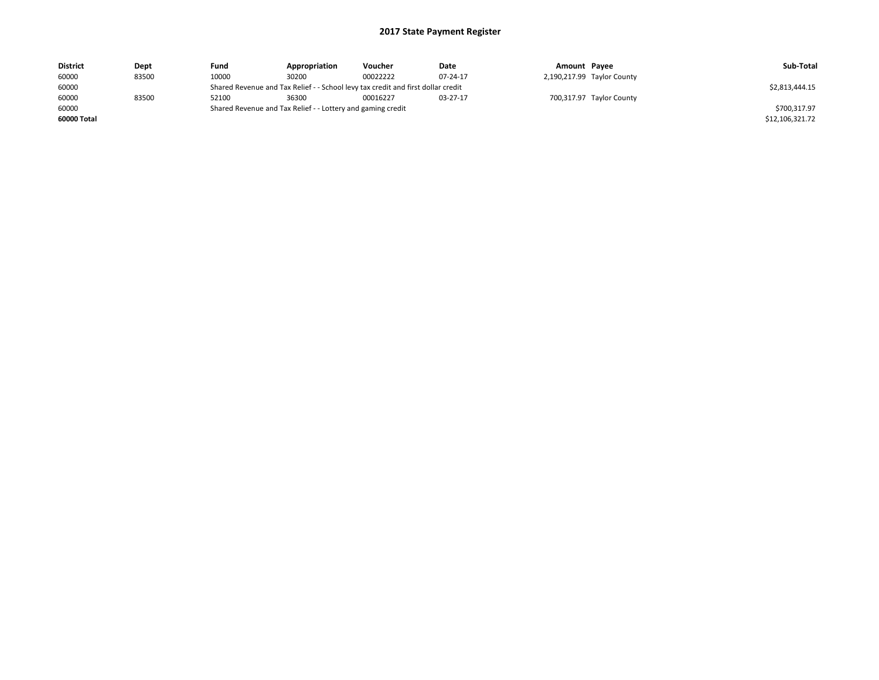# 2017 State Payment Register

| District | Dept | Fund | Appropriation | Voucher | Date | Amount | Payee | Sub-Total |
|---|---|---|---|---|---|---|---|---|
| 60000 | 83500 | 10000 | 30200 | 00022222 | 07-24-17 | 2,190,217.99 | Taylor County | |
| 60000 | | Shared Revenue and Tax Relief - - School levy tax credit and first dollar credit | | | | | | $2,813,444.15 |
| 60000 | 83500 | 52100 | 36300 | 00016227 | 03-27-17 | 700,317.97 | Taylor County | |
| 60000 | | Shared Revenue and Tax Relief - - Lottery and gaming credit | | | | | | $700,317.97 |
| **60000 Total** | | | | | | | | $12,106,321.72 |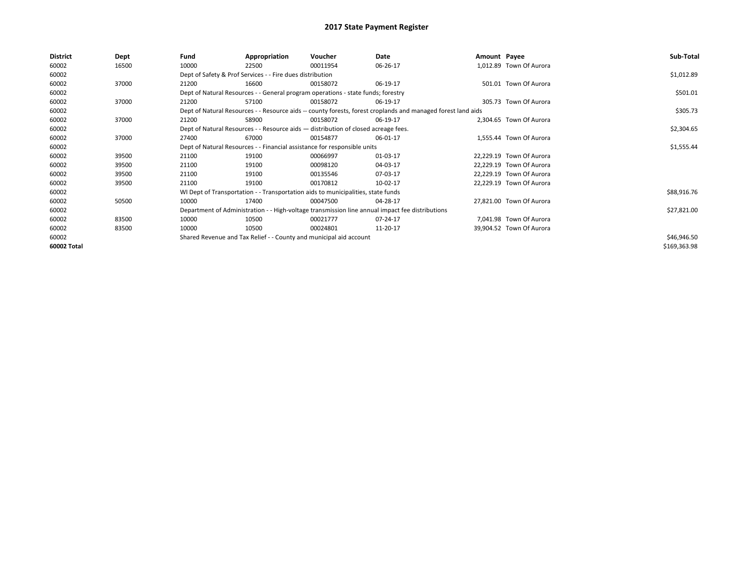# 2017 State Payment Register

| District | Dept | Fund | Appropriation | Voucher | Date | Amount | Payee | Sub-Total |
|---|---|---|---|---|---|---|---|---|
| 60002 | 16500 | 10000 | 22500 | 00011954 | 06-26-17 | 1,012.89 | Town Of Aurora | |
| 60002 | | Dept of Safety & Prof Services - - Fire dues distribution | | | | | | $1,012.89 |
| 60002 | 37000 | 21200 | 16600 | 00158072 | 06-19-17 | 501.01 | Town Of Aurora | |
| 60002 | | Dept of Natural Resources - - General program operations - state funds; forestry | | | | | | $501.01 |
| 60002 | 37000 | 21200 | 57100 | 00158072 | 06-19-17 | 305.73 | Town Of Aurora | |
| 60002 | | Dept of Natural Resources - - Resource aids -- county forests, forest croplands and managed forest land aids | | | | | | $305.73 |
| 60002 | 37000 | 21200 | 58900 | 00158072 | 06-19-17 | 2,304.65 | Town Of Aurora | |
| 60002 | | Dept of Natural Resources - - Resource aids — distribution of closed acreage fees. | | | | | | $2,304.65 |
| 60002 | 37000 | 27400 | 67000 | 00154877 | 06-01-17 | 1,555.44 | Town Of Aurora | |
| 60002 | | Dept of Natural Resources - - Financial assistance for responsible units | | | | | | $1,555.44 |
| 60002 | 39500 | 21100 | 19100 | 00066997 | 01-03-17 | 22,229.19 | Town Of Aurora | |
| 60002 | 39500 | 21100 | 19100 | 00098120 | 04-03-17 | 22,229.19 | Town Of Aurora | |
| 60002 | 39500 | 21100 | 19100 | 00135546 | 07-03-17 | 22,229.19 | Town Of Aurora | |
| 60002 | 39500 | 21100 | 19100 | 00170812 | 10-02-17 | 22,229.19 | Town Of Aurora | |
| 60002 | | WI Dept of Transportation - - Transportation aids to municipalities, state funds | | | | | | $88,916.76 |
| 60002 | 50500 | 10000 | 17400 | 00047500 | 04-28-17 | 27,821.00 | Town Of Aurora | |
| 60002 | | Department of Administration - - High-voltage transmission line annual impact fee distributions | | | | | | $27,821.00 |
| 60002 | 83500 | 10000 | 10500 | 00021777 | 07-24-17 | 7,041.98 | Town Of Aurora | |
| 60002 | 83500 | 10000 | 10500 | 00024801 | 11-20-17 | 39,904.52 | Town Of Aurora | |
| 60002 | | Shared Revenue and Tax Relief - - County and municipal aid account | | | | | | $46,946.50 |
| 60002 Total | | | | | | | | $169,363.98 |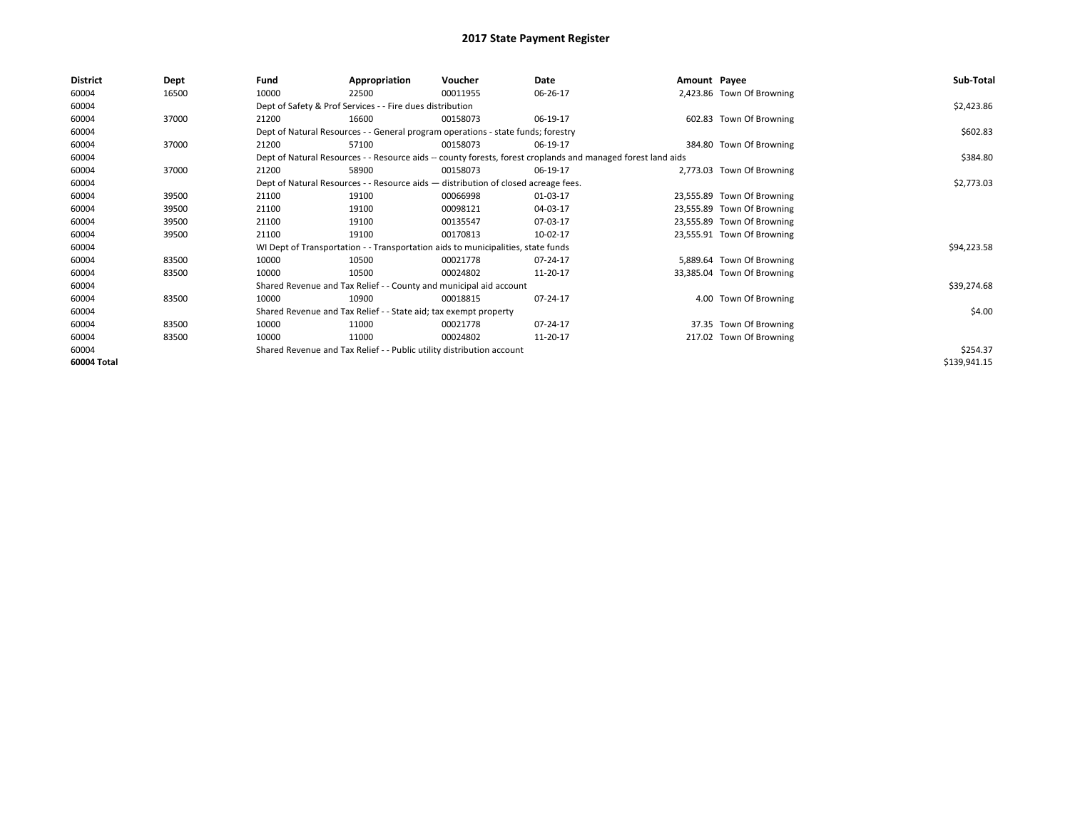# 2017 State Payment Register

| District | Dept | Fund | Appropriation | Voucher | Date | Amount | Payee | Sub-Total |
|---|---|---|---|---|---|---|---|---|
| 60004 | 16500 | 10000 | 22500 | 00011955 | 06-26-17 | 2,423.86 | Town Of Browning | |
| 60004 | | Dept of Safety & Prof Services - - Fire dues distribution | | | | | | $2,423.86 |
| 60004 | 37000 | 21200 | 16600 | 00158073 | 06-19-17 | 602.83 | Town Of Browning | |
| 60004 | | Dept of Natural Resources - - General program operations - state funds; forestry | | | | | | $602.83 |
| 60004 | 37000 | 21200 | 57100 | 00158073 | 06-19-17 | 384.80 | Town Of Browning | |
| 60004 | | Dept of Natural Resources - - Resource aids -- county forests, forest croplands and managed forest land aids | | | | | | $384.80 |
| 60004 | 37000 | 21200 | 58900 | 00158073 | 06-19-17 | 2,773.03 | Town Of Browning | |
| 60004 | | Dept of Natural Resources - - Resource aids — distribution of closed acreage fees. | | | | | | $2,773.03 |
| 60004 | 39500 | 21100 | 19100 | 00066998 | 01-03-17 | 23,555.89 | Town Of Browning | |
| 60004 | 39500 | 21100 | 19100 | 00098121 | 04-03-17 | 23,555.89 | Town Of Browning | |
| 60004 | 39500 | 21100 | 19100 | 00135547 | 07-03-17 | 23,555.89 | Town Of Browning | |
| 60004 | 39500 | 21100 | 19100 | 00170813 | 10-02-17 | 23,555.91 | Town Of Browning | |
| 60004 | | WI Dept of Transportation - - Transportation aids to municipalities, state funds | | | | | | $94,223.58 |
| 60004 | 83500 | 10000 | 10500 | 00021778 | 07-24-17 | 5,889.64 | Town Of Browning | |
| 60004 | 83500 | 10000 | 10500 | 00024802 | 11-20-17 | 33,385.04 | Town Of Browning | |
| 60004 | | Shared Revenue and Tax Relief - - County and municipal aid account | | | | | | $39,274.68 |
| 60004 | 83500 | 10000 | 10900 | 00018815 | 07-24-17 | 4.00 | Town Of Browning | |
| 60004 | | Shared Revenue and Tax Relief - - State aid; tax exempt property | | | | | | $4.00 |
| 60004 | 83500 | 10000 | 11000 | 00021778 | 07-24-17 | 37.35 | Town Of Browning | |
| 60004 | 83500 | 10000 | 11000 | 00024802 | 11-20-17 | 217.02 | Town Of Browning | |
| 60004 | | Shared Revenue and Tax Relief - - Public utility distribution account | | | | | | $254.37 |
| 60004 Total | | | | | | | | $139,941.15 |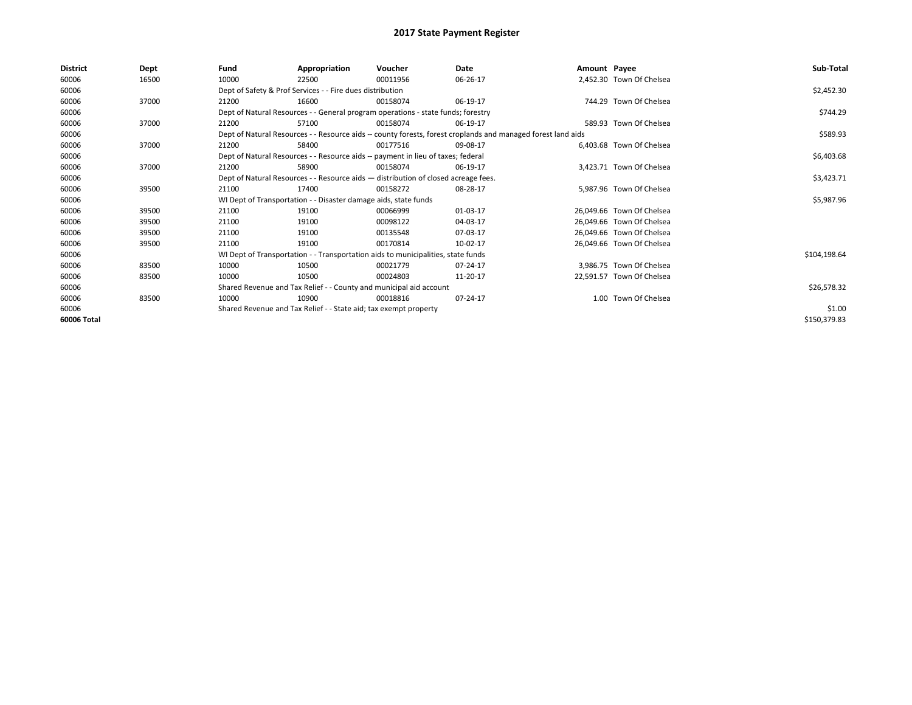# 2017 State Payment Register

| District | Dept | Fund | Appropriation | Voucher | Date | Amount | Payee | Sub-Total |
|---|---|---|---|---|---|---|---|---|
| 60006 | 16500 | 10000 | 22500 | 00011956 | 06-26-17 | 2,452.30 | Town Of Chelsea | |
| 60006 | | Dept of Safety & Prof Services - - Fire dues distribution | | | | | | $2,452.30 |
| 60006 | 37000 | 21200 | 16600 | 00158074 | 06-19-17 | 744.29 | Town Of Chelsea | |
| 60006 | | Dept of Natural Resources - - General program operations - state funds; forestry | | | | | | $744.29 |
| 60006 | 37000 | 21200 | 57100 | 00158074 | 06-19-17 | 589.93 | Town Of Chelsea | |
| 60006 | | Dept of Natural Resources - - Resource aids -- county forests, forest croplands and managed forest land aids | | | | | | $589.93 |
| 60006 | 37000 | 21200 | 58400 | 00177516 | 09-08-17 | 6,403.68 | Town Of Chelsea | |
| 60006 | | Dept of Natural Resources - - Resource aids -- payment in lieu of taxes; federal | | | | | | $6,403.68 |
| 60006 | 37000 | 21200 | 58900 | 00158074 | 06-19-17 | 3,423.71 | Town Of Chelsea | |
| 60006 | | Dept of Natural Resources - - Resource aids — distribution of closed acreage fees. | | | | | | $3,423.71 |
| 60006 | 39500 | 21100 | 17400 | 00158272 | 08-28-17 | 5,987.96 | Town Of Chelsea | |
| 60006 | | WI Dept of Transportation - - Disaster damage aids, state funds | | | | | | $5,987.96 |
| 60006 | 39500 | 21100 | 19100 | 00066999 | 01-03-17 | 26,049.66 | Town Of Chelsea | |
| 60006 | 39500 | 21100 | 19100 | 00098122 | 04-03-17 | 26,049.66 | Town Of Chelsea | |
| 60006 | 39500 | 21100 | 19100 | 00135548 | 07-03-17 | 26,049.66 | Town Of Chelsea | |
| 60006 | 39500 | 21100 | 19100 | 00170814 | 10-02-17 | 26,049.66 | Town Of Chelsea | |
| 60006 | | WI Dept of Transportation - - Transportation aids to municipalities, state funds | | | | | | $104,198.64 |
| 60006 | 83500 | 10000 | 10500 | 00021779 | 07-24-17 | 3,986.75 | Town Of Chelsea | |
| 60006 | 83500 | 10000 | 10500 | 00024803 | 11-20-17 | 22,591.57 | Town Of Chelsea | |
| 60006 | | Shared Revenue and Tax Relief - - County and municipal aid account | | | | | | $26,578.32 |
| 60006 | 83500 | 10000 | 10900 | 00018816 | 07-24-17 | 1.00 | Town Of Chelsea | |
| 60006 | | Shared Revenue and Tax Relief - - State aid; tax exempt property | | | | | | $1.00 |
| 60006 Total | | | | | | | | $150,379.83 |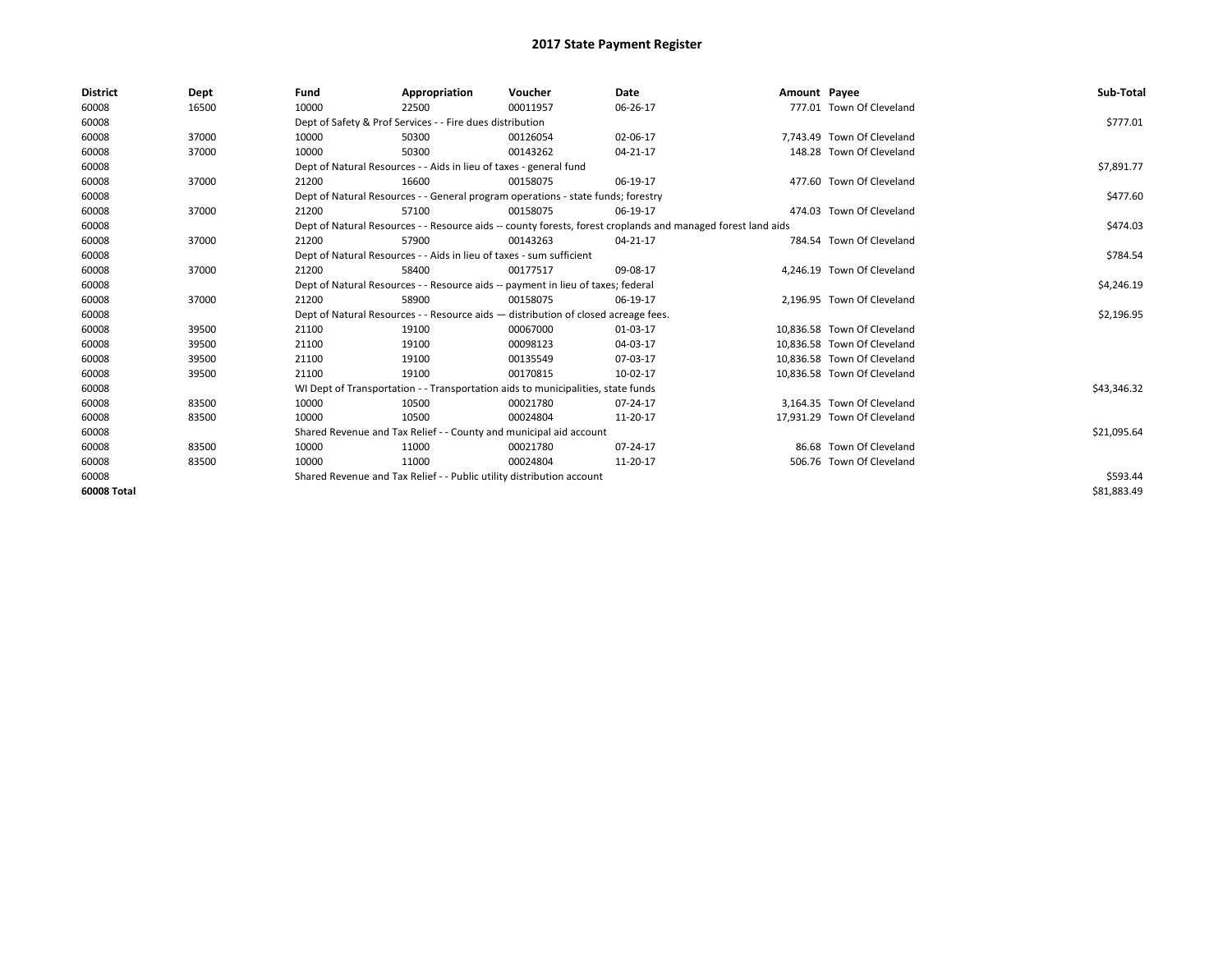# 2017 State Payment Register

| District | Dept | Fund | Appropriation | Voucher | Date | Amount | Payee | Sub-Total |
|---|---|---|---|---|---|---|---|---|
| 60008 | 16500 | 10000 | 22500 | 00011957 | 06-26-17 | 777.01 | Town Of Cleveland | |
| 60008 | | Dept of Safety & Prof Services - - Fire dues distribution | | | | | | $777.01 |
| 60008 | 37000 | 10000 | 50300 | 00126054 | 02-06-17 | 7,743.49 | Town Of Cleveland | |
| 60008 | 37000 | 10000 | 50300 | 00143262 | 04-21-17 | 148.28 | Town Of Cleveland | |
| 60008 | | Dept of Natural Resources - - Aids in lieu of taxes - general fund | | | | | | $7,891.77 |
| 60008 | 37000 | 21200 | 16600 | 00158075 | 06-19-17 | 477.60 | Town Of Cleveland | |
| 60008 | | Dept of Natural Resources - - General program operations - state funds; forestry | | | | | | $477.60 |
| 60008 | 37000 | 21200 | 57100 | 00158075 | 06-19-17 | 474.03 | Town Of Cleveland | |
| 60008 | | Dept of Natural Resources - - Resource aids -- county forests, forest croplands and managed forest land aids | | | | | | $474.03 |
| 60008 | 37000 | 21200 | 57900 | 00143263 | 04-21-17 | 784.54 | Town Of Cleveland | |
| 60008 | | Dept of Natural Resources - - Aids in lieu of taxes - sum sufficient | | | | | | $784.54 |
| 60008 | 37000 | 21200 | 58400 | 00177517 | 09-08-17 | 4,246.19 | Town Of Cleveland | |
| 60008 | | Dept of Natural Resources - - Resource aids -- payment in lieu of taxes; federal | | | | | | $4,246.19 |
| 60008 | 37000 | 21200 | 58900 | 00158075 | 06-19-17 | 2,196.95 | Town Of Cleveland | |
| 60008 | | Dept of Natural Resources - - Resource aids — distribution of closed acreage fees. | | | | | | $2,196.95 |
| 60008 | 39500 | 21100 | 19100 | 00067000 | 01-03-17 | 10,836.58 | Town Of Cleveland | |
| 60008 | 39500 | 21100 | 19100 | 00098123 | 04-03-17 | 10,836.58 | Town Of Cleveland | |
| 60008 | 39500 | 21100 | 19100 | 00135549 | 07-03-17 | 10,836.58 | Town Of Cleveland | |
| 60008 | 39500 | 21100 | 19100 | 00170815 | 10-02-17 | 10,836.58 | Town Of Cleveland | |
| 60008 | | WI Dept of Transportation - - Transportation aids to municipalities, state funds | | | | | | $43,346.32 |
| 60008 | 83500 | 10000 | 10500 | 00021780 | 07-24-17 | 3,164.35 | Town Of Cleveland | |
| 60008 | 83500 | 10000 | 10500 | 00024804 | 11-20-17 | 17,931.29 | Town Of Cleveland | |
| 60008 | | Shared Revenue and Tax Relief - - County and municipal aid account | | | | | | $21,095.64 |
| 60008 | 83500 | 10000 | 11000 | 00021780 | 07-24-17 | 86.68 | Town Of Cleveland | |
| 60008 | 83500 | 10000 | 11000 | 00024804 | 11-20-17 | 506.76 | Town Of Cleveland | |
| 60008 | | Shared Revenue and Tax Relief - - Public utility distribution account | | | | | | $593.44 |
| **60008 Total** | | | | | | | | $81,883.49 |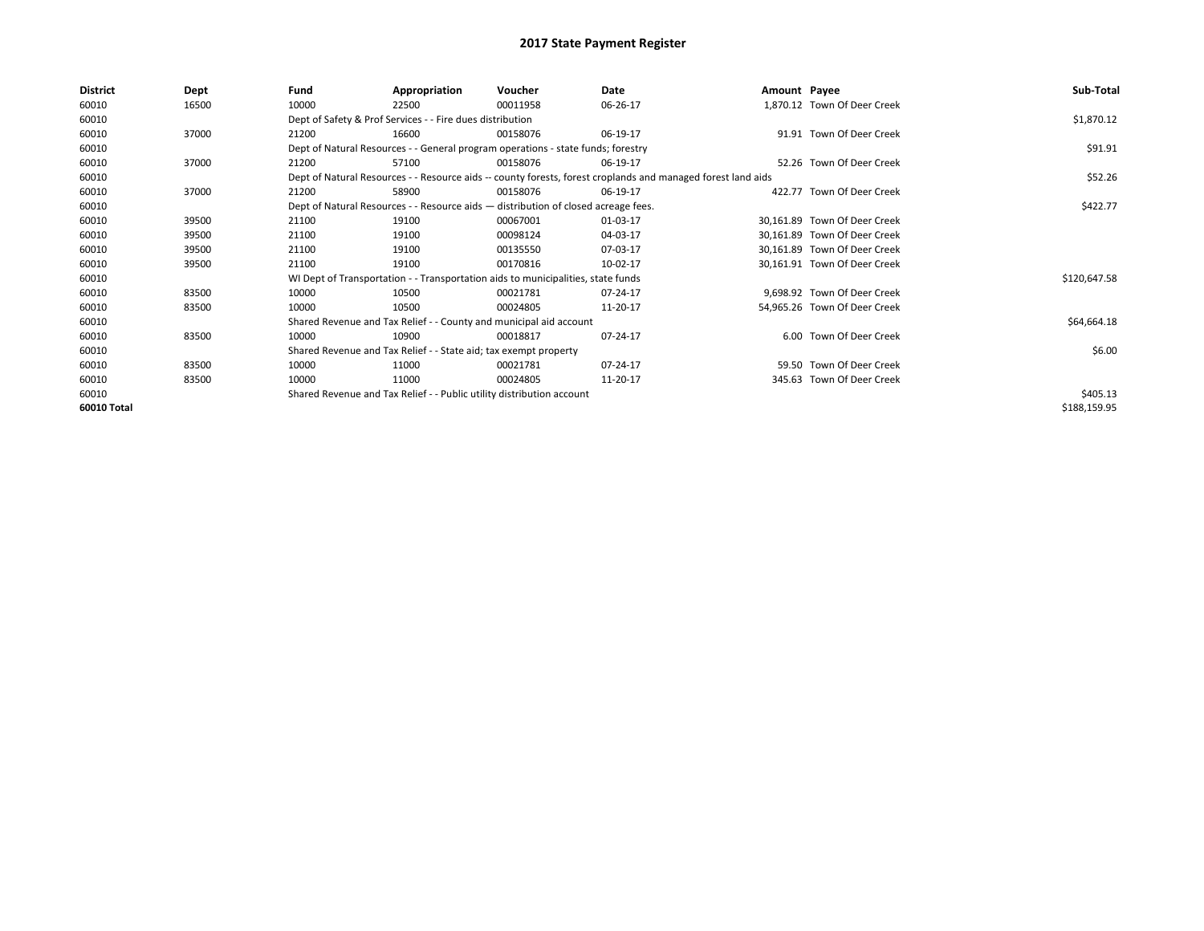# 2017 State Payment Register

| District | Dept | Fund | Appropriation | Voucher | Date | Amount | Payee | Sub-Total |
|---|---|---|---|---|---|---|---|---|
| 60010 | 16500 | 10000 | 22500 | 00011958 | 06-26-17 | 1,870.12 | Town Of Deer Creek | |
| 60010 | | Dept of Safety & Prof Services - - Fire dues distribution | | | | | | $1,870.12 |
| 60010 | 37000 | 21200 | 16600 | 00158076 | 06-19-17 | 91.91 | Town Of Deer Creek | |
| 60010 | | Dept of Natural Resources - - General program operations - state funds; forestry | | | | | | $91.91 |
| 60010 | 37000 | 21200 | 57100 | 00158076 | 06-19-17 | 52.26 | Town Of Deer Creek | |
| 60010 | | Dept of Natural Resources - - Resource aids -- county forests, forest croplands and managed forest land aids | | | | | | $52.26 |
| 60010 | 37000 | 21200 | 58900 | 00158076 | 06-19-17 | 422.77 | Town Of Deer Creek | |
| 60010 | | Dept of Natural Resources - - Resource aids — distribution of closed acreage fees. | | | | | | $422.77 |
| 60010 | 39500 | 21100 | 19100 | 00067001 | 01-03-17 | 30,161.89 | Town Of Deer Creek | |
| 60010 | 39500 | 21100 | 19100 | 00098124 | 04-03-17 | 30,161.89 | Town Of Deer Creek | |
| 60010 | 39500 | 21100 | 19100 | 00135550 | 07-03-17 | 30,161.89 | Town Of Deer Creek | |
| 60010 | 39500 | 21100 | 19100 | 00170816 | 10-02-17 | 30,161.91 | Town Of Deer Creek | |
| 60010 | | WI Dept of Transportation - - Transportation aids to municipalities, state funds | | | | | | $120,647.58 |
| 60010 | 83500 | 10000 | 10500 | 00021781 | 07-24-17 | 9,698.92 | Town Of Deer Creek | |
| 60010 | 83500 | 10000 | 10500 | 00024805 | 11-20-17 | 54,965.26 | Town Of Deer Creek | |
| 60010 | | Shared Revenue and Tax Relief - - County and municipal aid account | | | | | | $64,664.18 |
| 60010 | 83500 | 10000 | 10900 | 00018817 | 07-24-17 | 6.00 | Town Of Deer Creek | |
| 60010 | | Shared Revenue and Tax Relief - - State aid; tax exempt property | | | | | | $6.00 |
| 60010 | 83500 | 10000 | 11000 | 00021781 | 07-24-17 | 59.50 | Town Of Deer Creek | |
| 60010 | 83500 | 10000 | 11000 | 00024805 | 11-20-17 | 345.63 | Town Of Deer Creek | |
| 60010 | | Shared Revenue and Tax Relief - - Public utility distribution account | | | | | | $405.13 |
| **60010 Total** | | | | | | | | $188,159.95 |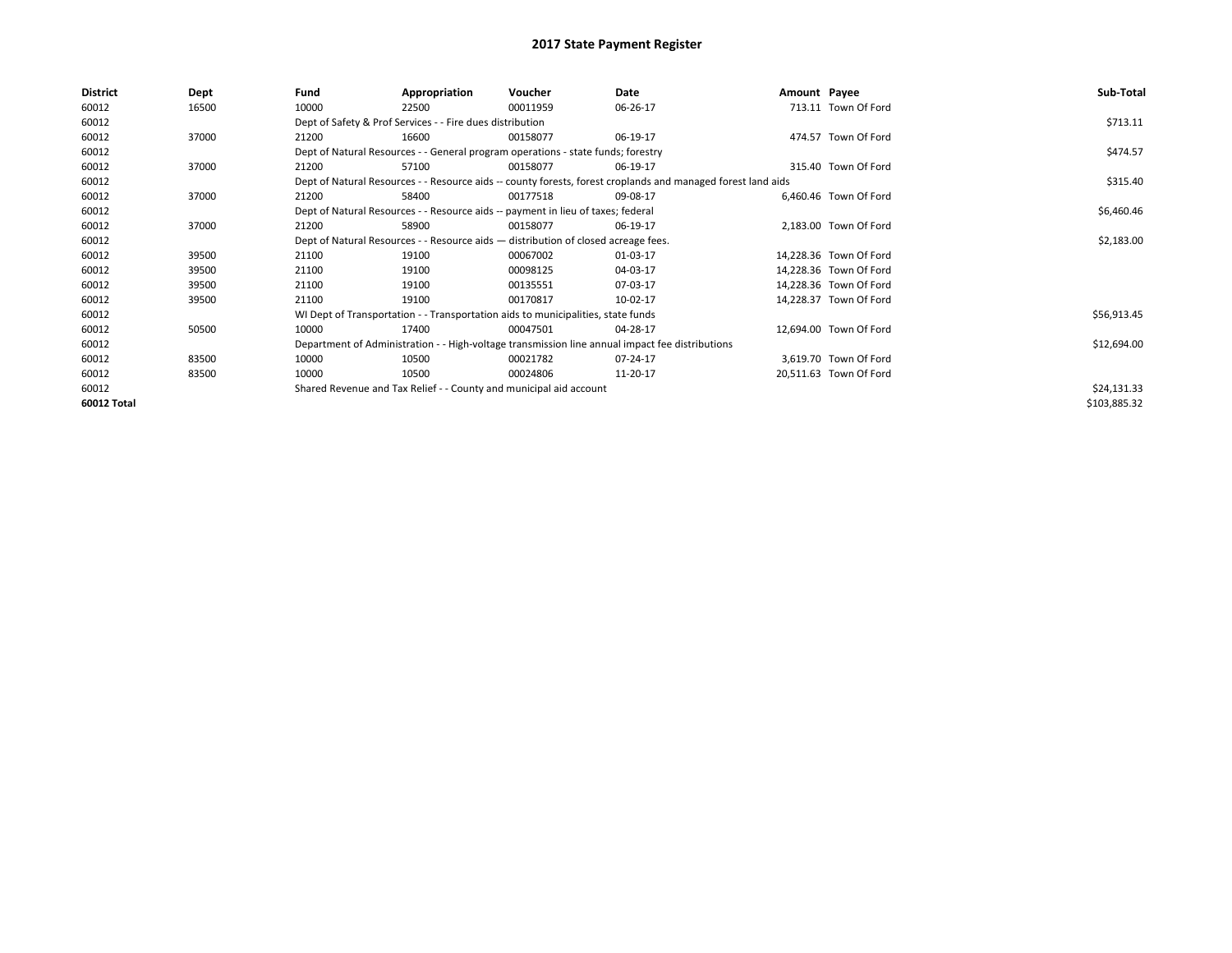# 2017 State Payment Register

| District | Dept | Fund | Appropriation | Voucher | Date | Amount | Payee | Sub-Total |
|---|---|---|---|---|---|---|---|---|
| 60012 | 16500 | 10000 | 22500 | 00011959 | 06-26-17 | 713.11 | Town Of Ford | |
| 60012 | | Dept of Safety & Prof Services - - Fire dues distribution | | | | | | $713.11 |
| 60012 | 37000 | 21200 | 16600 | 00158077 | 06-19-17 | 474.57 | Town Of Ford | |
| 60012 | | Dept of Natural Resources - - General program operations - state funds; forestry | | | | | | $474.57 |
| 60012 | 37000 | 21200 | 57100 | 00158077 | 06-19-17 | 315.40 | Town Of Ford | |
| 60012 | | Dept of Natural Resources - - Resource aids -- county forests, forest croplands and managed forest land aids | | | | | | $315.40 |
| 60012 | 37000 | 21200 | 58400 | 00177518 | 09-08-17 | 6,460.46 | Town Of Ford | |
| 60012 | | Dept of Natural Resources - - Resource aids -- payment in lieu of taxes; federal | | | | | | $6,460.46 |
| 60012 | 37000 | 21200 | 58900 | 00158077 | 06-19-17 | 2,183.00 | Town Of Ford | |
| 60012 | | Dept of Natural Resources - - Resource aids — distribution of closed acreage fees. | | | | | | $2,183.00 |
| 60012 | 39500 | 21100 | 19100 | 00067002 | 01-03-17 | 14,228.36 | Town Of Ford | |
| 60012 | 39500 | 21100 | 19100 | 00098125 | 04-03-17 | 14,228.36 | Town Of Ford | |
| 60012 | 39500 | 21100 | 19100 | 00135551 | 07-03-17 | 14,228.36 | Town Of Ford | |
| 60012 | 39500 | 21100 | 19100 | 00170817 | 10-02-17 | 14,228.37 | Town Of Ford | |
| 60012 | | WI Dept of Transportation - - Transportation aids to municipalities, state funds | | | | | | $56,913.45 |
| 60012 | 50500 | 10000 | 17400 | 00047501 | 04-28-17 | 12,694.00 | Town Of Ford | |
| 60012 | | Department of Administration - - High-voltage transmission line annual impact fee distributions | | | | | | $12,694.00 |
| 60012 | 83500 | 10000 | 10500 | 00021782 | 07-24-17 | 3,619.70 | Town Of Ford | |
| 60012 | 83500 | 10000 | 10500 | 00024806 | 11-20-17 | 20,511.63 | Town Of Ford | |
| 60012 | | Shared Revenue and Tax Relief - - County and municipal aid account | | | | | | $24,131.33 |
| **60012 Total** | | | | | | | | $103,885.32 |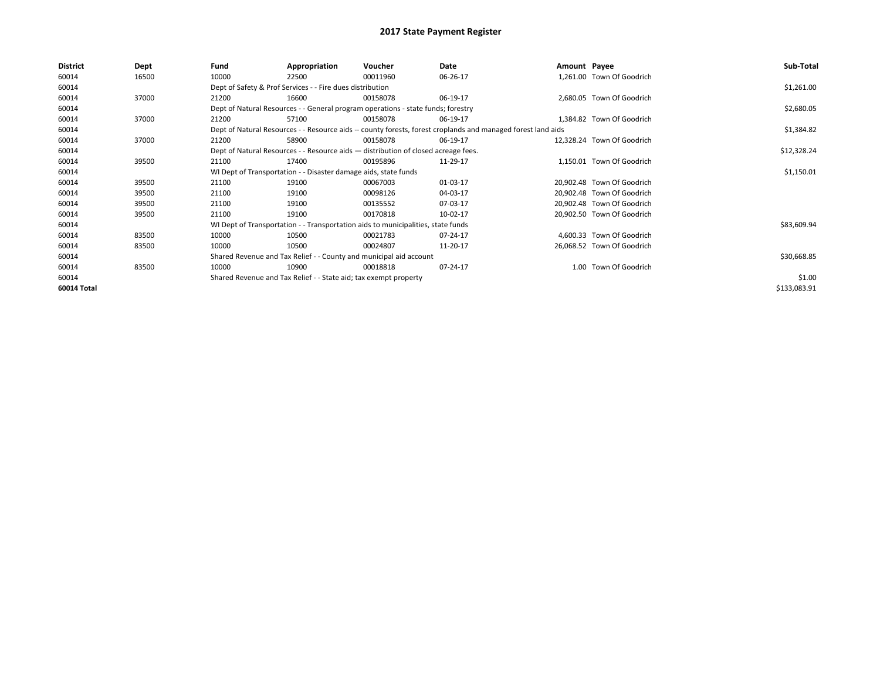# 2017 State Payment Register

| District | Dept | Fund | Appropriation | Voucher | Date | Amount | Payee | Sub-Total |
|---|---|---|---|---|---|---|---|---|
| 60014 | 16500 | 10000 | 22500 | 00011960 | 06-26-17 | 1,261.00 | Town Of Goodrich | |
| 60014 | | Dept of Safety & Prof Services - - Fire dues distribution | | | | | | $1,261.00 |
| 60014 | 37000 | 21200 | 16600 | 00158078 | 06-19-17 | 2,680.05 | Town Of Goodrich | |
| 60014 | | Dept of Natural Resources - - General program operations - state funds; forestry | | | | | | $2,680.05 |
| 60014 | 37000 | 21200 | 57100 | 00158078 | 06-19-17 | 1,384.82 | Town Of Goodrich | |
| 60014 | | Dept of Natural Resources - - Resource aids -- county forests, forest croplands and managed forest land aids | | | | | | $1,384.82 |
| 60014 | 37000 | 21200 | 58900 | 00158078 | 06-19-17 | 12,328.24 | Town Of Goodrich | |
| 60014 | | Dept of Natural Resources - - Resource aids — distribution of closed acreage fees. | | | | | | $12,328.24 |
| 60014 | 39500 | 21100 | 17400 | 00195896 | 11-29-17 | 1,150.01 | Town Of Goodrich | |
| 60014 | | WI Dept of Transportation - - Disaster damage aids, state funds | | | | | | $1,150.01 |
| 60014 | 39500 | 21100 | 19100 | 00067003 | 01-03-17 | 20,902.48 | Town Of Goodrich | |
| 60014 | 39500 | 21100 | 19100 | 00098126 | 04-03-17 | 20,902.48 | Town Of Goodrich | |
| 60014 | 39500 | 21100 | 19100 | 00135552 | 07-03-17 | 20,902.48 | Town Of Goodrich | |
| 60014 | 39500 | 21100 | 19100 | 00170818 | 10-02-17 | 20,902.50 | Town Of Goodrich | |
| 60014 | | WI Dept of Transportation - - Transportation aids to municipalities, state funds | | | | | | $83,609.94 |
| 60014 | 83500 | 10000 | 10500 | 00021783 | 07-24-17 | 4,600.33 | Town Of Goodrich | |
| 60014 | 83500 | 10000 | 10500 | 00024807 | 11-20-17 | 26,068.52 | Town Of Goodrich | |
| 60014 | | Shared Revenue and Tax Relief - - County and municipal aid account | | | | | | $30,668.85 |
| 60014 | 83500 | 10000 | 10900 | 00018818 | 07-24-17 | 1.00 | Town Of Goodrich | |
| 60014 | | Shared Revenue and Tax Relief - - State aid; tax exempt property | | | | | | $1.00 |
| **60014 Total** | | | | | | | | $133,083.91 |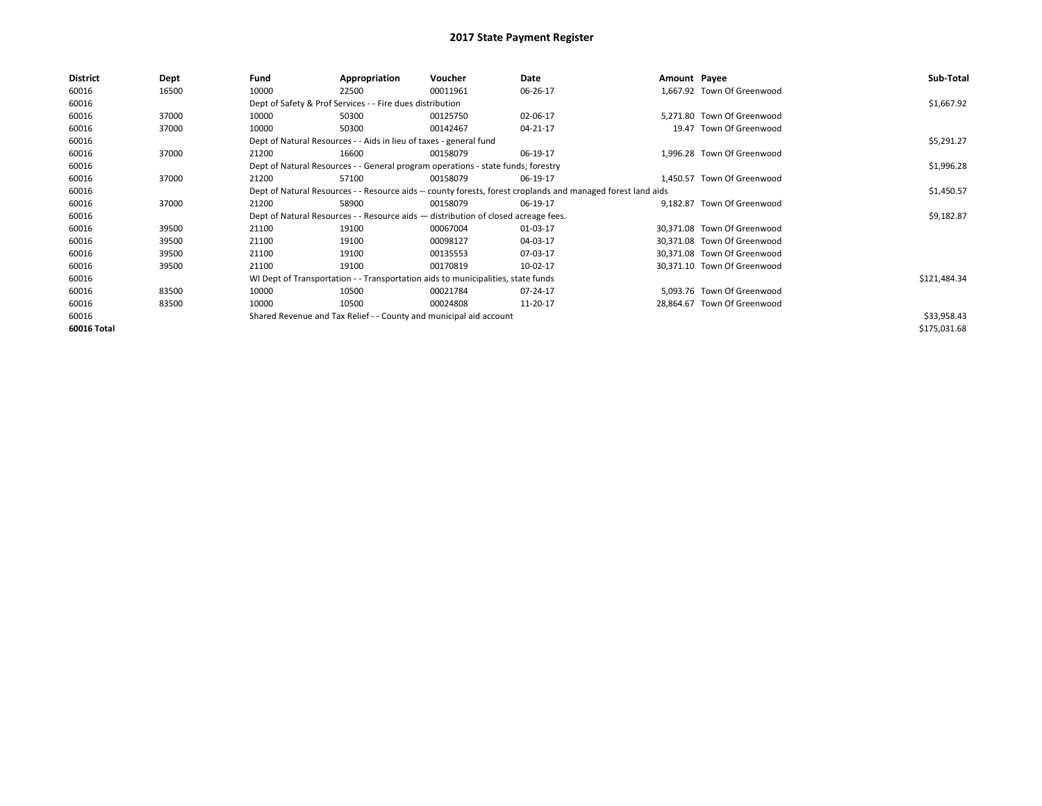# 2017 State Payment Register

| District | Dept | Fund | Appropriation | Voucher | Date | Amount | Payee | Sub-Total |
|---|---|---|---|---|---|---|---|---|
| 60016 | 16500 | 10000 | 22500 | 00011961 | 06-26-17 | 1,667.92 | Town Of Greenwood | |
| 60016 | | Dept of Safety & Prof Services - - Fire dues distribution | | | | | | $1,667.92 |
| 60016 | 37000 | 10000 | 50300 | 00125750 | 02-06-17 | 5,271.80 | Town Of Greenwood | |
| 60016 | 37000 | 10000 | 50300 | 00142467 | 04-21-17 | 19.47 | Town Of Greenwood | |
| 60016 | | Dept of Natural Resources - - Aids in lieu of taxes - general fund | | | | | | $5,291.27 |
| 60016 | 37000 | 21200 | 16600 | 00158079 | 06-19-17 | 1,996.28 | Town Of Greenwood | |
| 60016 | | Dept of Natural Resources - - General program operations - state funds; forestry | | | | | | $1,996.28 |
| 60016 | 37000 | 21200 | 57100 | 00158079 | 06-19-17 | 1,450.57 | Town Of Greenwood | |
| 60016 | | Dept of Natural Resources - - Resource aids -- county forests, forest croplands and managed forest land aids | | | | | | $1,450.57 |
| 60016 | 37000 | 21200 | 58900 | 00158079 | 06-19-17 | 9,182.87 | Town Of Greenwood | |
| 60016 | | Dept of Natural Resources - - Resource aids — distribution of closed acreage fees. | | | | | | $9,182.87 |
| 60016 | 39500 | 21100 | 19100 | 00067004 | 01-03-17 | 30,371.08 | Town Of Greenwood | |
| 60016 | 39500 | 21100 | 19100 | 00098127 | 04-03-17 | 30,371.08 | Town Of Greenwood | |
| 60016 | 39500 | 21100 | 19100 | 00135553 | 07-03-17 | 30,371.08 | Town Of Greenwood | |
| 60016 | 39500 | 21100 | 19100 | 00170819 | 10-02-17 | 30,371.10 | Town Of Greenwood | |
| 60016 | | WI Dept of Transportation - - Transportation aids to municipalities, state funds | | | | | | $121,484.34 |
| 60016 | 83500 | 10000 | 10500 | 00021784 | 07-24-17 | 5,093.76 | Town Of Greenwood | |
| 60016 | 83500 | 10000 | 10500 | 00024808 | 11-20-17 | 28,864.67 | Town Of Greenwood | |
| 60016 | | Shared Revenue and Tax Relief - - County and municipal aid account | | | | | | $33,958.43 |
| **60016 Total** | | | | | | | | $175,031.68 |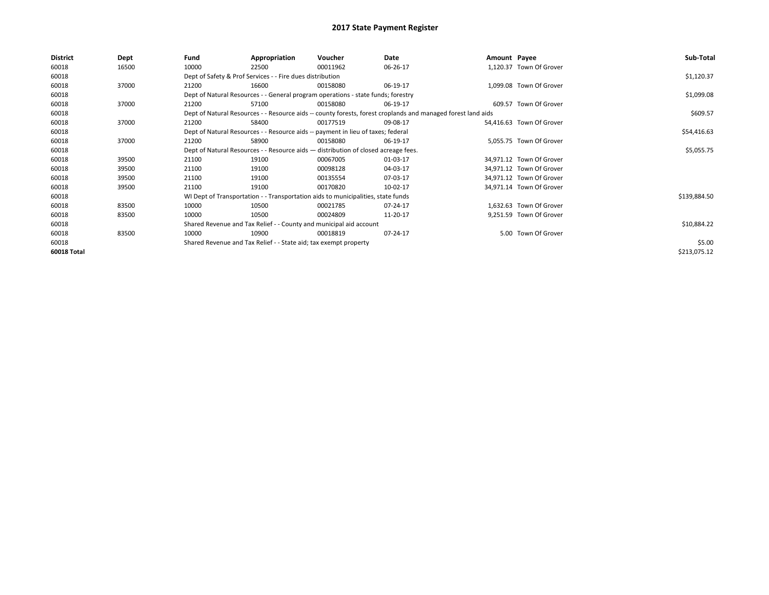# 2017 State Payment Register

| District | Dept | Fund | Appropriation | Voucher | Date | Amount | Payee | Sub-Total |
|---|---|---|---|---|---|---|---|---|
| 60018 | 16500 | 10000 | 22500 | 00011962 | 06-26-17 | 1,120.37 | Town Of Grover | |
| 60018 | | Dept of Safety & Prof Services - - Fire dues distribution | | | | | | $1,120.37 |
| 60018 | 37000 | 21200 | 16600 | 00158080 | 06-19-17 | 1,099.08 | Town Of Grover | |
| 60018 | | Dept of Natural Resources - - General program operations - state funds; forestry | | | | | | $1,099.08 |
| 60018 | 37000 | 21200 | 57100 | 00158080 | 06-19-17 | 609.57 | Town Of Grover | |
| 60018 | | Dept of Natural Resources - - Resource aids -- county forests, forest croplands and managed forest land aids | | | | | | $609.57 |
| 60018 | 37000 | 21200 | 58400 | 00177519 | 09-08-17 | 54,416.63 | Town Of Grover | |
| 60018 | | Dept of Natural Resources - - Resource aids -- payment in lieu of taxes; federal | | | | | | $54,416.63 |
| 60018 | 37000 | 21200 | 58900 | 00158080 | 06-19-17 | 5,055.75 | Town Of Grover | |
| 60018 | | Dept of Natural Resources - - Resource aids — distribution of closed acreage fees. | | | | | | $5,055.75 |
| 60018 | 39500 | 21100 | 19100 | 00067005 | 01-03-17 | 34,971.12 | Town Of Grover | |
| 60018 | 39500 | 21100 | 19100 | 00098128 | 04-03-17 | 34,971.12 | Town Of Grover | |
| 60018 | 39500 | 21100 | 19100 | 00135554 | 07-03-17 | 34,971.12 | Town Of Grover | |
| 60018 | 39500 | 21100 | 19100 | 00170820 | 10-02-17 | 34,971.14 | Town Of Grover | |
| 60018 | | WI Dept of Transportation - - Transportation aids to municipalities, state funds | | | | | | $139,884.50 |
| 60018 | 83500 | 10000 | 10500 | 00021785 | 07-24-17 | 1,632.63 | Town Of Grover | |
| 60018 | 83500 | 10000 | 10500 | 00024809 | 11-20-17 | 9,251.59 | Town Of Grover | |
| 60018 | | Shared Revenue and Tax Relief - - County and municipal aid account | | | | | | $10,884.22 |
| 60018 | 83500 | 10000 | 10900 | 00018819 | 07-24-17 | 5.00 | Town Of Grover | |
| 60018 | | Shared Revenue and Tax Relief - - State aid; tax exempt property | | | | | | $5.00 |
| **60018 Total** | | | | | | | | $213,075.12 |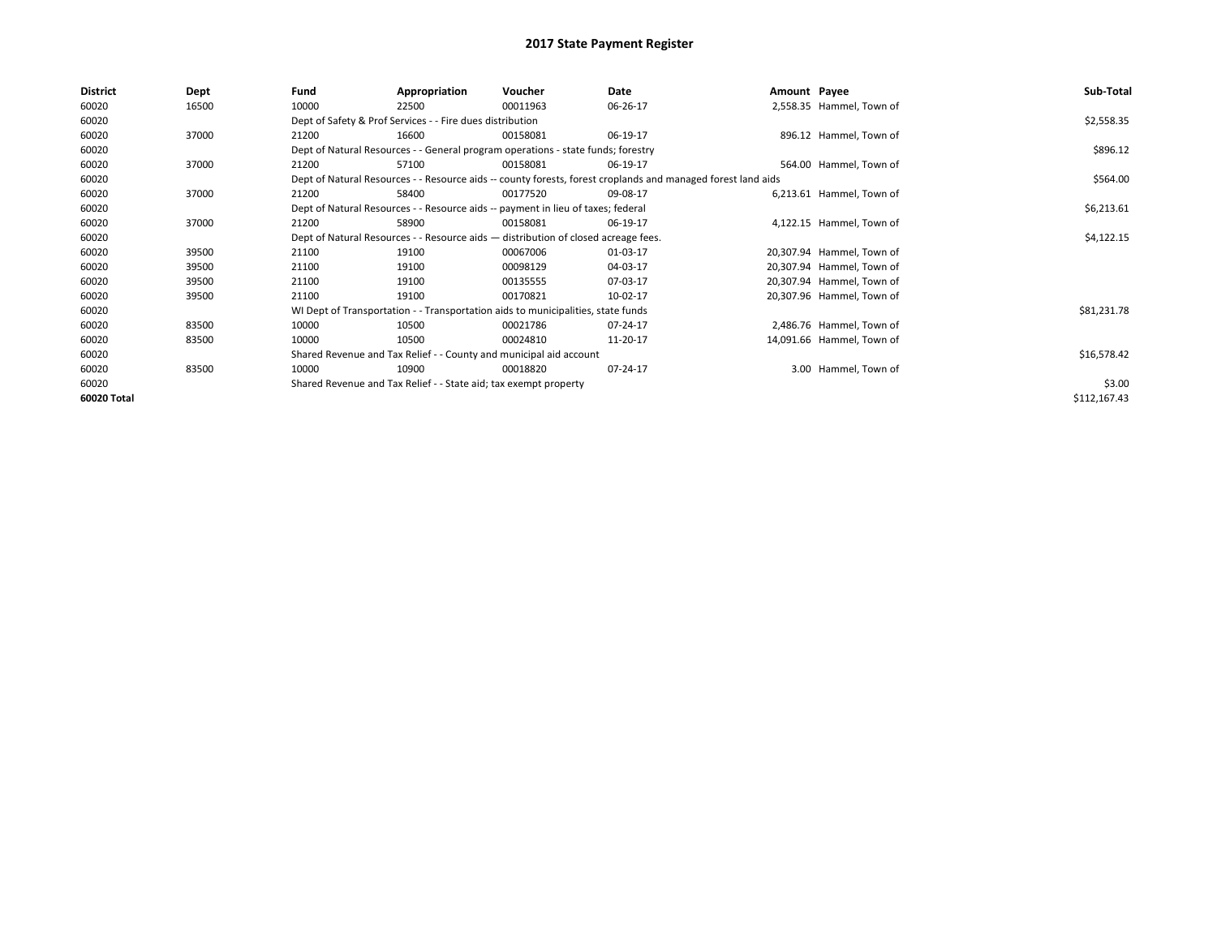# 2017 State Payment Register

| District | Dept | Fund | Appropriation | Voucher | Date | Amount | Payee | Sub-Total |
|---|---|---|---|---|---|---|---|---|
| 60020 | 16500 | 10000 | 22500 | 00011963 | 06-26-17 | 2,558.35 | Hammel, Town of | |
| 60020 | | Dept of Safety & Prof Services - - Fire dues distribution | | | | | | $2,558.35 |
| 60020 | 37000 | 21200 | 16600 | 00158081 | 06-19-17 | 896.12 | Hammel, Town of | |
| 60020 | | Dept of Natural Resources - - General program operations - state funds; forestry | | | | | | $896.12 |
| 60020 | 37000 | 21200 | 57100 | 00158081 | 06-19-17 | 564.00 | Hammel, Town of | |
| 60020 | | Dept of Natural Resources - - Resource aids -- county forests, forest croplands and managed forest land aids | | | | | | $564.00 |
| 60020 | 37000 | 21200 | 58400 | 00177520 | 09-08-17 | 6,213.61 | Hammel, Town of | |
| 60020 | | Dept of Natural Resources - - Resource aids -- payment in lieu of taxes; federal | | | | | | $6,213.61 |
| 60020 | 37000 | 21200 | 58900 | 00158081 | 06-19-17 | 4,122.15 | Hammel, Town of | |
| 60020 | | Dept of Natural Resources - - Resource aids — distribution of closed acreage fees. | | | | | | $4,122.15 |
| 60020 | 39500 | 21100 | 19100 | 00067006 | 01-03-17 | 20,307.94 | Hammel, Town of | |
| 60020 | 39500 | 21100 | 19100 | 00098129 | 04-03-17 | 20,307.94 | Hammel, Town of | |
| 60020 | 39500 | 21100 | 19100 | 00135555 | 07-03-17 | 20,307.94 | Hammel, Town of | |
| 60020 | 39500 | 21100 | 19100 | 00170821 | 10-02-17 | 20,307.96 | Hammel, Town of | |
| 60020 | | WI Dept of Transportation - - Transportation aids to municipalities, state funds | | | | | | $81,231.78 |
| 60020 | 83500 | 10000 | 10500 | 00021786 | 07-24-17 | 2,486.76 | Hammel, Town of | |
| 60020 | 83500 | 10000 | 10500 | 00024810 | 11-20-17 | 14,091.66 | Hammel, Town of | |
| 60020 | | Shared Revenue and Tax Relief - - County and municipal aid account | | | | | | $16,578.42 |
| 60020 | 83500 | 10000 | 10900 | 00018820 | 07-24-17 | 3.00 | Hammel, Town of | |
| 60020 | | Shared Revenue and Tax Relief - - State aid; tax exempt property | | | | | | $3.00 |
| **60020 Total** | | | | | | | | $112,167.43 |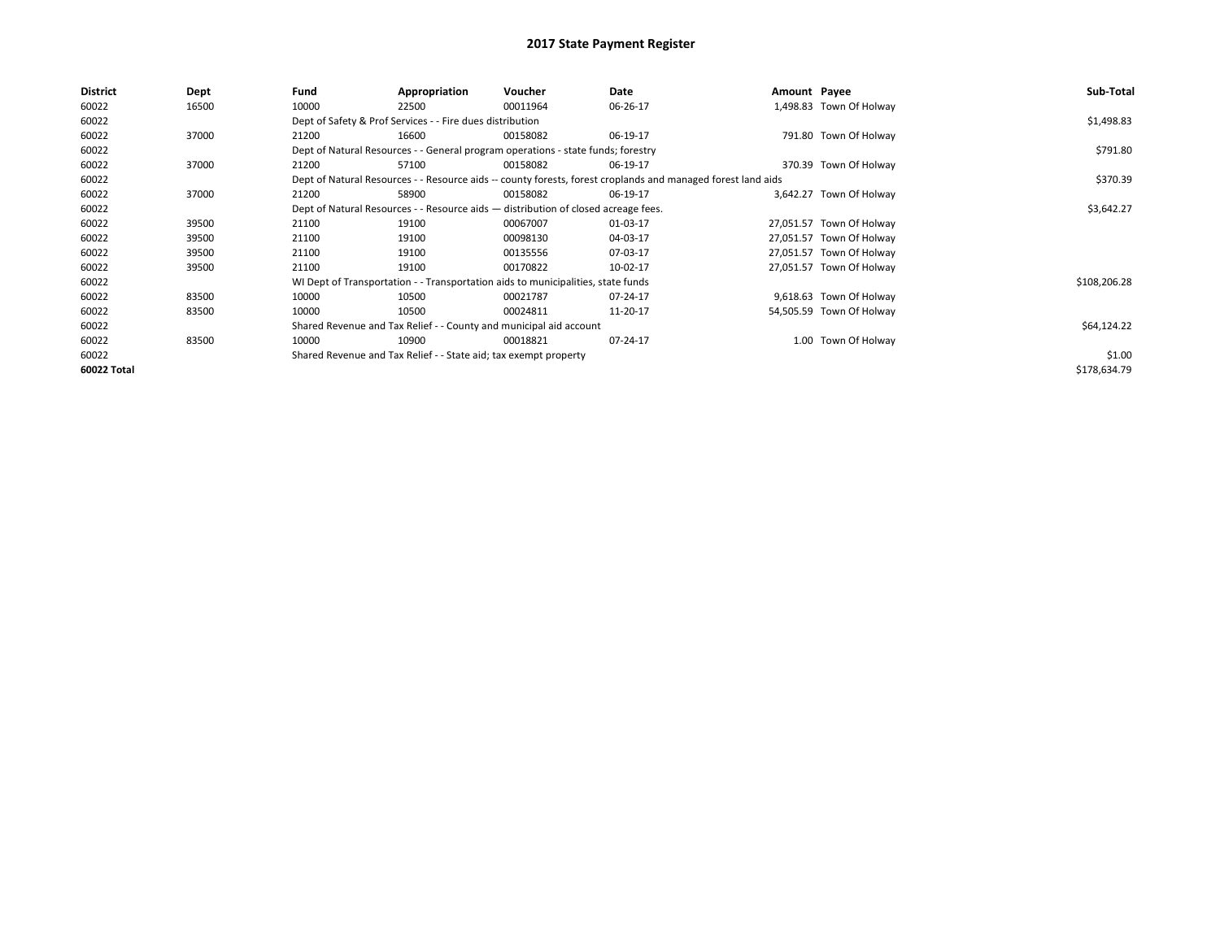# 2017 State Payment Register

| District | Dept | Fund | Appropriation | Voucher | Date | Amount | Payee | Sub-Total |
|---|---|---|---|---|---|---|---|---|
| 60022 | 16500 | 10000 | 22500 | 00011964 | 06-26-17 | 1,498.83 | Town Of Holway | |
| 60022 | | Dept of Safety & Prof Services - - Fire dues distribution | | | | | | $1,498.83 |
| 60022 | 37000 | 21200 | 16600 | 00158082 | 06-19-17 | 791.80 | Town Of Holway | |
| 60022 | | Dept of Natural Resources - - General program operations - state funds; forestry | | | | | | $791.80 |
| 60022 | 37000 | 21200 | 57100 | 00158082 | 06-19-17 | 370.39 | Town Of Holway | |
| 60022 | | Dept of Natural Resources - - Resource aids -- county forests, forest croplands and managed forest land aids | | | | | | $370.39 |
| 60022 | 37000 | 21200 | 58900 | 00158082 | 06-19-17 | 3,642.27 | Town Of Holway | |
| 60022 | | Dept of Natural Resources - - Resource aids — distribution of closed acreage fees. | | | | | | $3,642.27 |
| 60022 | 39500 | 21100 | 19100 | 00067007 | 01-03-17 | 27,051.57 | Town Of Holway | |
| 60022 | 39500 | 21100 | 19100 | 00098130 | 04-03-17 | 27,051.57 | Town Of Holway | |
| 60022 | 39500 | 21100 | 19100 | 00135556 | 07-03-17 | 27,051.57 | Town Of Holway | |
| 60022 | 39500 | 21100 | 19100 | 00170822 | 10-02-17 | 27,051.57 | Town Of Holway | |
| 60022 | | WI Dept of Transportation - - Transportation aids to municipalities, state funds | | | | | | $108,206.28 |
| 60022 | 83500 | 10000 | 10500 | 00021787 | 07-24-17 | 9,618.63 | Town Of Holway | |
| 60022 | 83500 | 10000 | 10500 | 00024811 | 11-20-17 | 54,505.59 | Town Of Holway | |
| 60022 | | Shared Revenue and Tax Relief - - County and municipal aid account | | | | | | $64,124.22 |
| 60022 | 83500 | 10000 | 10900 | 00018821 | 07-24-17 | 1.00 | Town Of Holway | |
| 60022 | | Shared Revenue and Tax Relief - - State aid; tax exempt property | | | | | | $1.00 |
| 60022 Total | | | | | | | | $178,634.79 |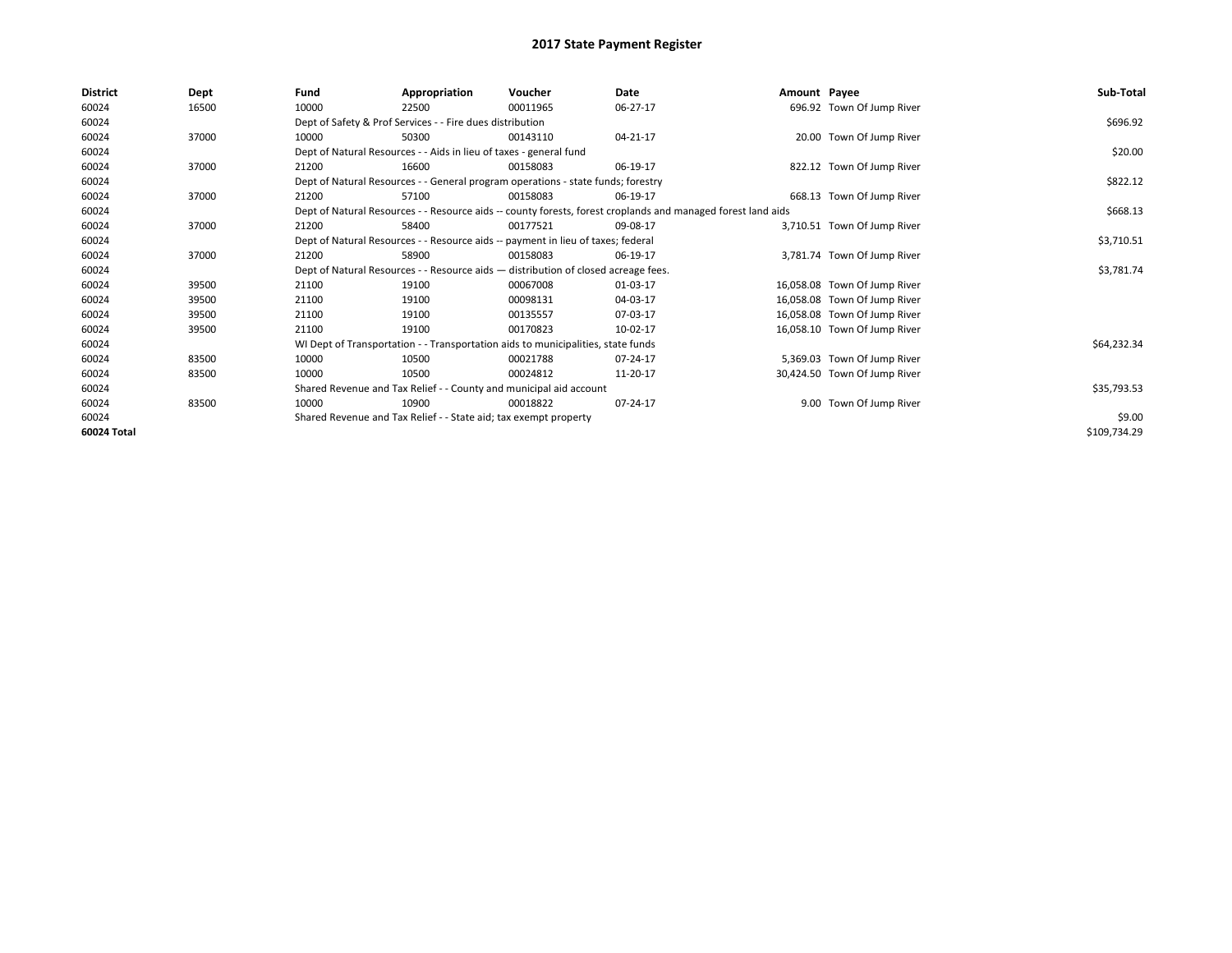# 2017 State Payment Register

| District | Dept | Fund | Appropriation | Voucher | Date | Amount | Payee | Sub-Total |
|---|---|---|---|---|---|---|---|---|
| 60024 | 16500 | 10000 | 22500 | 00011965 | 06-27-17 | 696.92 | Town Of Jump River | |
| 60024 | | Dept of Safety & Prof Services - - Fire dues distribution | | | | | | $696.92 |
| 60024 | 37000 | 10000 | 50300 | 00143110 | 04-21-17 | 20.00 | Town Of Jump River | |
| 60024 | | Dept of Natural Resources - - Aids in lieu of taxes - general fund | | | | | | $20.00 |
| 60024 | 37000 | 21200 | 16600 | 00158083 | 06-19-17 | 822.12 | Town Of Jump River | |
| 60024 | | Dept of Natural Resources - - General program operations - state funds; forestry | | | | | | $822.12 |
| 60024 | 37000 | 21200 | 57100 | 00158083 | 06-19-17 | 668.13 | Town Of Jump River | |
| 60024 | | Dept of Natural Resources - - Resource aids -- county forests, forest croplands and managed forest land aids | | | | | | $668.13 |
| 60024 | 37000 | 21200 | 58400 | 00177521 | 09-08-17 | 3,710.51 | Town Of Jump River | |
| 60024 | | Dept of Natural Resources - - Resource aids -- payment in lieu of taxes; federal | | | | | | $3,710.51 |
| 60024 | 37000 | 21200 | 58900 | 00158083 | 06-19-17 | 3,781.74 | Town Of Jump River | |
| 60024 | | Dept of Natural Resources - - Resource aids — distribution of closed acreage fees. | | | | | | $3,781.74 |
| 60024 | 39500 | 21100 | 19100 | 00067008 | 01-03-17 | 16,058.08 | Town Of Jump River | |
| 60024 | 39500 | 21100 | 19100 | 00098131 | 04-03-17 | 16,058.08 | Town Of Jump River | |
| 60024 | 39500 | 21100 | 19100 | 00135557 | 07-03-17 | 16,058.08 | Town Of Jump River | |
| 60024 | 39500 | 21100 | 19100 | 00170823 | 10-02-17 | 16,058.10 | Town Of Jump River | |
| 60024 | | WI Dept of Transportation - - Transportation aids to municipalities, state funds | | | | | | $64,232.34 |
| 60024 | 83500 | 10000 | 10500 | 00021788 | 07-24-17 | 5,369.03 | Town Of Jump River | |
| 60024 | 83500 | 10000 | 10500 | 00024812 | 11-20-17 | 30,424.50 | Town Of Jump River | |
| 60024 | | Shared Revenue and Tax Relief - - County and municipal aid account | | | | | | $35,793.53 |
| 60024 | 83500 | 10000 | 10900 | 00018822 | 07-24-17 | 9.00 | Town Of Jump River | |
| 60024 | | Shared Revenue and Tax Relief - - State aid; tax exempt property | | | | | | $9.00 |
| 60024 Total | | | | | | | | $109,734.29 |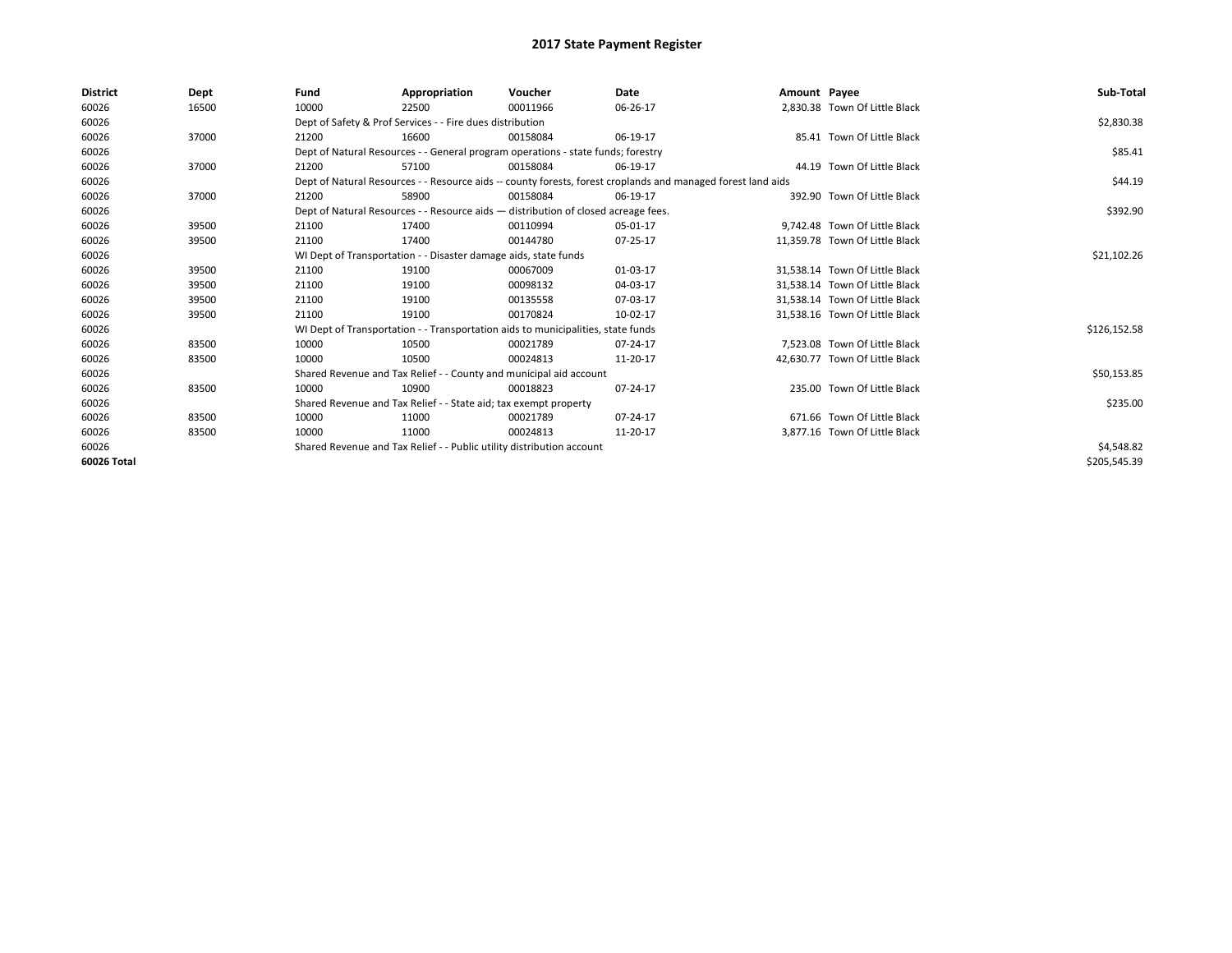# 2017 State Payment Register

| District | Dept | Fund | Appropriation | Voucher | Date | Amount | Payee | Sub-Total |
|---|---|---|---|---|---|---|---|---|
| 60026 | 16500 | 10000 | 22500 | 00011966 | 06-26-17 | 2,830.38 | Town Of Little Black | |
| 60026 | | Dept of Safety & Prof Services - - Fire dues distribution | | | | | | $2,830.38 |
| 60026 | 37000 | 21200 | 16600 | 00158084 | 06-19-17 | 85.41 | Town Of Little Black | |
| 60026 | | Dept of Natural Resources - - General program operations - state funds; forestry | | | | | | $85.41 |
| 60026 | 37000 | 21200 | 57100 | 00158084 | 06-19-17 | 44.19 | Town Of Little Black | |
| 60026 | | Dept of Natural Resources - - Resource aids -- county forests, forest croplands and managed forest land aids | | | | | | $44.19 |
| 60026 | 37000 | 21200 | 58900 | 00158084 | 06-19-17 | 392.90 | Town Of Little Black | |
| 60026 | | Dept of Natural Resources - - Resource aids — distribution of closed acreage fees. | | | | | | $392.90 |
| 60026 | 39500 | 21100 | 17400 | 00110994 | 05-01-17 | 9,742.48 | Town Of Little Black | |
| 60026 | 39500 | 21100 | 17400 | 00144780 | 07-25-17 | 11,359.78 | Town Of Little Black | |
| 60026 | | WI Dept of Transportation - - Disaster damage aids, state funds | | | | | | $21,102.26 |
| 60026 | 39500 | 21100 | 19100 | 00067009 | 01-03-17 | 31,538.14 | Town Of Little Black | |
| 60026 | 39500 | 21100 | 19100 | 00098132 | 04-03-17 | 31,538.14 | Town Of Little Black | |
| 60026 | 39500 | 21100 | 19100 | 00135558 | 07-03-17 | 31,538.14 | Town Of Little Black | |
| 60026 | 39500 | 21100 | 19100 | 00170824 | 10-02-17 | 31,538.16 | Town Of Little Black | |
| 60026 | | WI Dept of Transportation - - Transportation aids to municipalities, state funds | | | | | | $126,152.58 |
| 60026 | 83500 | 10000 | 10500 | 00021789 | 07-24-17 | 7,523.08 | Town Of Little Black | |
| 60026 | 83500 | 10000 | 10500 | 00024813 | 11-20-17 | 42,630.77 | Town Of Little Black | |
| 60026 | | Shared Revenue and Tax Relief - - County and municipal aid account | | | | | | $50,153.85 |
| 60026 | 83500 | 10000 | 10900 | 00018823 | 07-24-17 | 235.00 | Town Of Little Black | |
| 60026 | | Shared Revenue and Tax Relief - - State aid; tax exempt property | | | | | | $235.00 |
| 60026 | 83500 | 10000 | 11000 | 00021789 | 07-24-17 | 671.66 | Town Of Little Black | |
| 60026 | 83500 | 10000 | 11000 | 00024813 | 11-20-17 | 3,877.16 | Town Of Little Black | |
| 60026 | | Shared Revenue and Tax Relief - - Public utility distribution account | | | | | | $4,548.82 |
| 60026 Total | | | | | | | | $205,545.39 |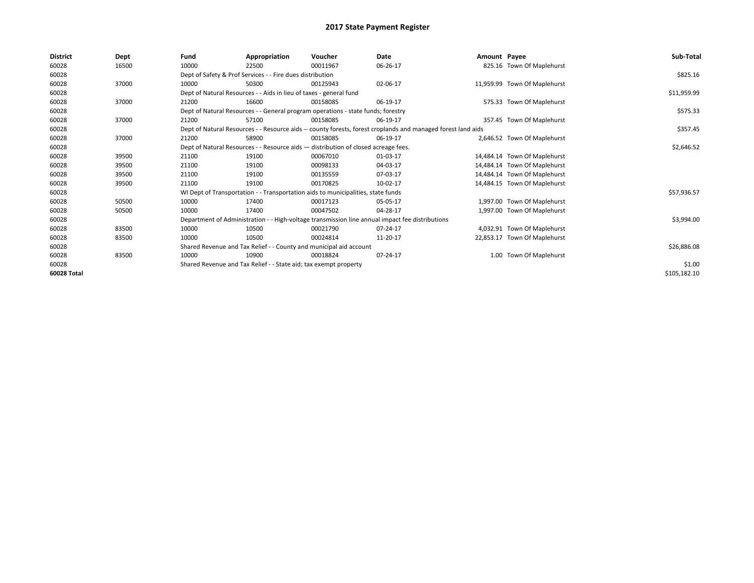# 2017 State Payment Register

| District | Dept | Fund | Appropriation | Voucher | Date | Amount | Payee | Sub-Total |
|---|---|---|---|---|---|---|---|---|
| 60028 | 16500 | 10000 | 22500 | 00011967 | 06-26-17 | 825.16 | Town Of Maplehurst | |
| 60028 | | Dept of Safety & Prof Services - - Fire dues distribution | | | | | | $825.16 |
| 60028 | 37000 | 10000 | 50300 | 00125943 | 02-06-17 | 11,959.99 | Town Of Maplehurst | |
| 60028 | | Dept of Natural Resources - - Aids in lieu of taxes - general fund | | | | | | $11,959.99 |
| 60028 | 37000 | 21200 | 16600 | 00158085 | 06-19-17 | 575.33 | Town Of Maplehurst | |
| 60028 | | Dept of Natural Resources - - General program operations - state funds; forestry | | | | | | $575.33 |
| 60028 | 37000 | 21200 | 57100 | 00158085 | 06-19-17 | 357.45 | Town Of Maplehurst | |
| 60028 | | Dept of Natural Resources - - Resource aids -- county forests, forest croplands and managed forest land aids | | | | | | $357.45 |
| 60028 | 37000 | 21200 | 58900 | 00158085 | 06-19-17 | 2,646.52 | Town Of Maplehurst | |
| 60028 | | Dept of Natural Resources - - Resource aids — distribution of closed acreage fees. | | | | | | $2,646.52 |
| 60028 | 39500 | 21100 | 19100 | 00067010 | 01-03-17 | 14,484.14 | Town Of Maplehurst | |
| 60028 | 39500 | 21100 | 19100 | 00098133 | 04-03-17 | 14,484.14 | Town Of Maplehurst | |
| 60028 | 39500 | 21100 | 19100 | 00135559 | 07-03-17 | 14,484.14 | Town Of Maplehurst | |
| 60028 | 39500 | 21100 | 19100 | 00170825 | 10-02-17 | 14,484.15 | Town Of Maplehurst | |
| 60028 | | WI Dept of Transportation - - Transportation aids to municipalities, state funds | | | | | | $57,936.57 |
| 60028 | 50500 | 10000 | 17400 | 00017123 | 05-05-17 | 1,997.00 | Town Of Maplehurst | |
| 60028 | 50500 | 10000 | 17400 | 00047502 | 04-28-17 | 1,997.00 | Town Of Maplehurst | |
| 60028 | | Department of Administration - - High-voltage transmission line annual impact fee distributions | | | | | | $3,994.00 |
| 60028 | 83500 | 10000 | 10500 | 00021790 | 07-24-17 | 4,032.91 | Town Of Maplehurst | |
| 60028 | 83500 | 10000 | 10500 | 00024814 | 11-20-17 | 22,853.17 | Town Of Maplehurst | |
| 60028 | | Shared Revenue and Tax Relief - - County and municipal aid account | | | | | | $26,886.08 |
| 60028 | 83500 | 10000 | 10900 | 00018824 | 07-24-17 | 1.00 | Town Of Maplehurst | |
| 60028 | | Shared Revenue and Tax Relief - - State aid; tax exempt property | | | | | | $1.00 |
| 60028 Total | | | | | | | | $105,182.10 |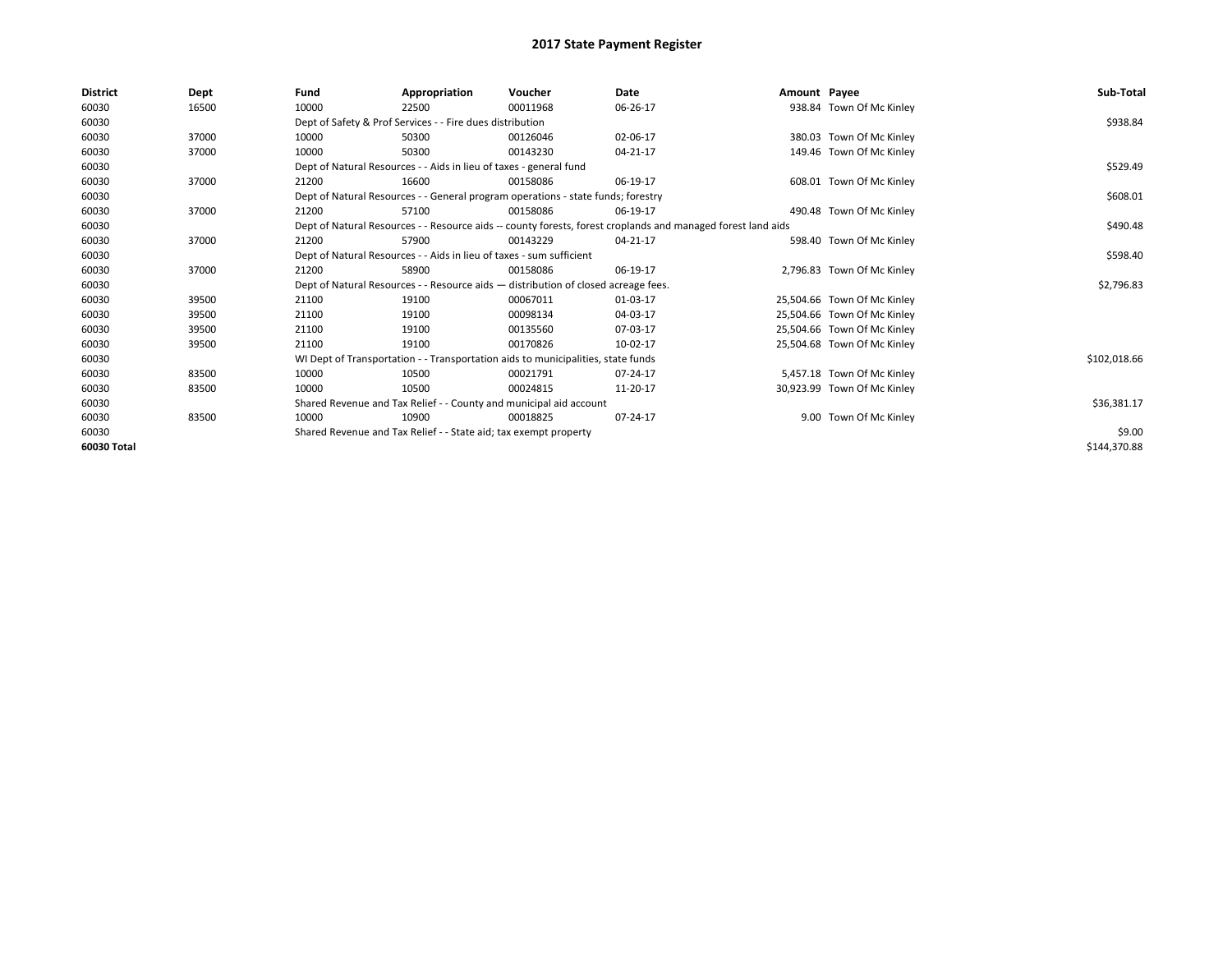# 2017 State Payment Register

| District | Dept | Fund | Appropriation | Voucher | Date | Amount | Payee | Sub-Total |
|---|---|---|---|---|---|---|---|---|
| 60030 | 16500 | 10000 | 22500 | 00011968 | 06-26-17 | 938.84 | Town Of Mc Kinley | |
| 60030 | | Dept of Safety & Prof Services - - Fire dues distribution | | | | | | $938.84 |
| 60030 | 37000 | 10000 | 50300 | 00126046 | 02-06-17 | 380.03 | Town Of Mc Kinley | |
| 60030 | 37000 | 10000 | 50300 | 00143230 | 04-21-17 | 149.46 | Town Of Mc Kinley | |
| 60030 | | Dept of Natural Resources - - Aids in lieu of taxes - general fund | | | | | | $529.49 |
| 60030 | 37000 | 21200 | 16600 | 00158086 | 06-19-17 | 608.01 | Town Of Mc Kinley | |
| 60030 | | Dept of Natural Resources - - General program operations - state funds; forestry | | | | | | $608.01 |
| 60030 | 37000 | 21200 | 57100 | 00158086 | 06-19-17 | 490.48 | Town Of Mc Kinley | |
| 60030 | | Dept of Natural Resources - - Resource aids -- county forests, forest croplands and managed forest land aids | | | | | | $490.48 |
| 60030 | 37000 | 21200 | 57900 | 00143229 | 04-21-17 | 598.40 | Town Of Mc Kinley | |
| 60030 | | Dept of Natural Resources - - Aids in lieu of taxes - sum sufficient | | | | | | $598.40 |
| 60030 | 37000 | 21200 | 58900 | 00158086 | 06-19-17 | 2,796.83 | Town Of Mc Kinley | |
| 60030 | | Dept of Natural Resources - - Resource aids — distribution of closed acreage fees. | | | | | | $2,796.83 |
| 60030 | 39500 | 21100 | 19100 | 00067011 | 01-03-17 | 25,504.66 | Town Of Mc Kinley | |
| 60030 | 39500 | 21100 | 19100 | 00098134 | 04-03-17 | 25,504.66 | Town Of Mc Kinley | |
| 60030 | 39500 | 21100 | 19100 | 00135560 | 07-03-17 | 25,504.66 | Town Of Mc Kinley | |
| 60030 | 39500 | 21100 | 19100 | 00170826 | 10-02-17 | 25,504.68 | Town Of Mc Kinley | |
| 60030 | | WI Dept of Transportation - - Transportation aids to municipalities, state funds | | | | | | $102,018.66 |
| 60030 | 83500 | 10000 | 10500 | 00021791 | 07-24-17 | 5,457.18 | Town Of Mc Kinley | |
| 60030 | 83500 | 10000 | 10500 | 00024815 | 11-20-17 | 30,923.99 | Town Of Mc Kinley | |
| 60030 | | Shared Revenue and Tax Relief - - County and municipal aid account | | | | | | $36,381.17 |
| 60030 | 83500 | 10000 | 10900 | 00018825 | 07-24-17 | 9.00 | Town Of Mc Kinley | |
| 60030 | | Shared Revenue and Tax Relief - - State aid; tax exempt property | | | | | | $9.00 |
| 60030 Total | | | | | | | | $144,370.88 |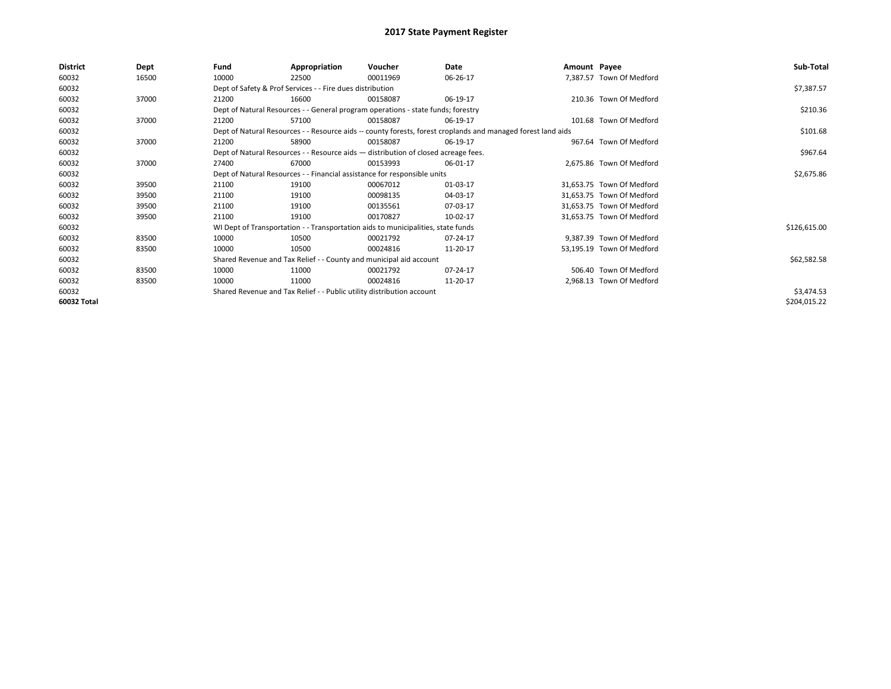# 2017 State Payment Register

| District | Dept | Fund | Appropriation | Voucher | Date | Amount | Payee | Sub-Total |
|---|---|---|---|---|---|---|---|---|
| 60032 | 16500 | 10000 | 22500 | 00011969 | 06-26-17 | 7,387.57 | Town Of Medford | |
| 60032 | | Dept of Safety & Prof Services - - Fire dues distribution | | | | | | $7,387.57 |
| 60032 | 37000 | 21200 | 16600 | 00158087 | 06-19-17 | 210.36 | Town Of Medford | |
| 60032 | | Dept of Natural Resources - - General program operations - state funds; forestry | | | | | | $210.36 |
| 60032 | 37000 | 21200 | 57100 | 00158087 | 06-19-17 | 101.68 | Town Of Medford | |
| 60032 | | Dept of Natural Resources - - Resource aids -- county forests, forest croplands and managed forest land aids | | | | | | $101.68 |
| 60032 | 37000 | 21200 | 58900 | 00158087 | 06-19-17 | 967.64 | Town Of Medford | |
| 60032 | | Dept of Natural Resources - - Resource aids — distribution of closed acreage fees. | | | | | | $967.64 |
| 60032 | 37000 | 27400 | 67000 | 00153993 | 06-01-17 | 2,675.86 | Town Of Medford | |
| 60032 | | Dept of Natural Resources - - Financial assistance for responsible units | | | | | | $2,675.86 |
| 60032 | 39500 | 21100 | 19100 | 00067012 | 01-03-17 | 31,653.75 | Town Of Medford | |
| 60032 | 39500 | 21100 | 19100 | 00098135 | 04-03-17 | 31,653.75 | Town Of Medford | |
| 60032 | 39500 | 21100 | 19100 | 00135561 | 07-03-17 | 31,653.75 | Town Of Medford | |
| 60032 | 39500 | 21100 | 19100 | 00170827 | 10-02-17 | 31,653.75 | Town Of Medford | |
| 60032 | | WI Dept of Transportation - - Transportation aids to municipalities, state funds | | | | | | $126,615.00 |
| 60032 | 83500 | 10000 | 10500 | 00021792 | 07-24-17 | 9,387.39 | Town Of Medford | |
| 60032 | 83500 | 10000 | 10500 | 00024816 | 11-20-17 | 53,195.19 | Town Of Medford | |
| 60032 | | Shared Revenue and Tax Relief - - County and municipal aid account | | | | | | $62,582.58 |
| 60032 | 83500 | 10000 | 11000 | 00021792 | 07-24-17 | 506.40 | Town Of Medford | |
| 60032 | 83500 | 10000 | 11000 | 00024816 | 11-20-17 | 2,968.13 | Town Of Medford | |
| 60032 | | Shared Revenue and Tax Relief - - Public utility distribution account | | | | | | $3,474.53 |
| **60032 Total** | | | | | | | | $204,015.22 |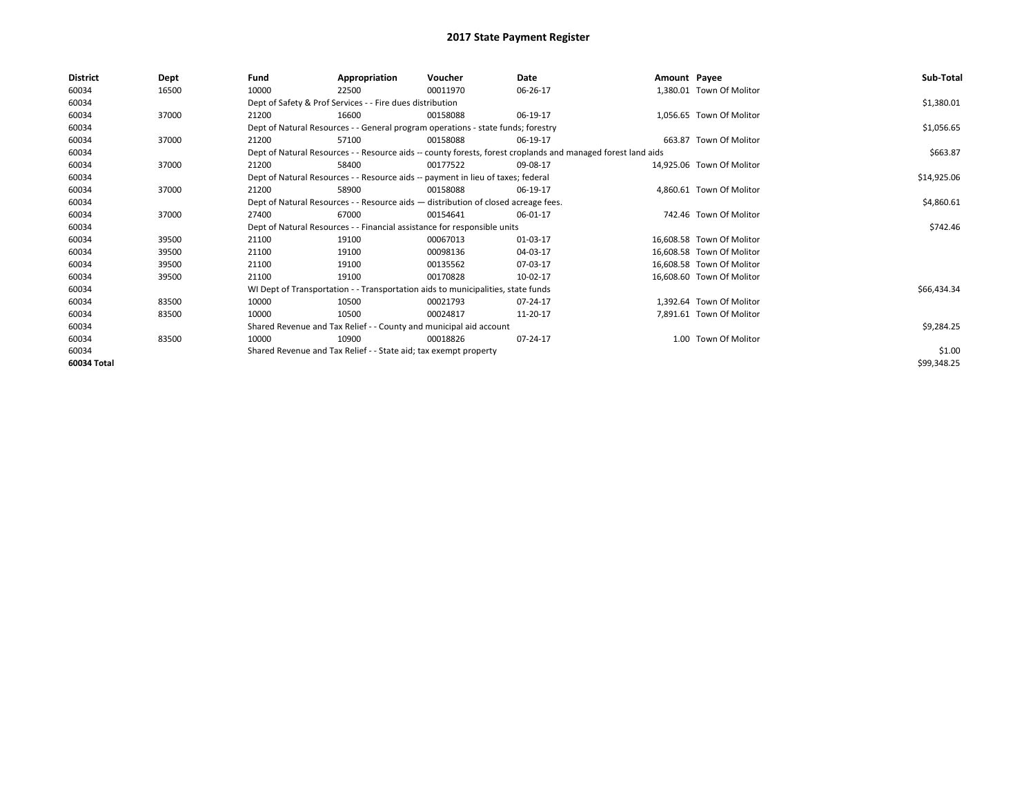# 2017 State Payment Register

| District | Dept | Fund | Appropriation | Voucher | Date | Amount | Payee | Sub-Total |
|---|---|---|---|---|---|---|---|---|
| 60034 | 16500 | 10000 | 22500 | 00011970 | 06-26-17 | 1,380.01 | Town Of Molitor | |
| 60034 | | Dept of Safety & Prof Services - - Fire dues distribution | | | | | | $1,380.01 |
| 60034 | 37000 | 21200 | 16600 | 00158088 | 06-19-17 | 1,056.65 | Town Of Molitor | |
| 60034 | | Dept of Natural Resources - - General program operations - state funds; forestry | | | | | | $1,056.65 |
| 60034 | 37000 | 21200 | 57100 | 00158088 | 06-19-17 | 663.87 | Town Of Molitor | |
| 60034 | | Dept of Natural Resources - - Resource aids -- county forests, forest croplands and managed forest land aids | | | | | | $663.87 |
| 60034 | 37000 | 21200 | 58400 | 00177522 | 09-08-17 | 14,925.06 | Town Of Molitor | |
| 60034 | | Dept of Natural Resources - - Resource aids -- payment in lieu of taxes; federal | | | | | | $14,925.06 |
| 60034 | 37000 | 21200 | 58900 | 00158088 | 06-19-17 | 4,860.61 | Town Of Molitor | |
| 60034 | | Dept of Natural Resources - - Resource aids — distribution of closed acreage fees. | | | | | | $4,860.61 |
| 60034 | 37000 | 27400 | 67000 | 00154641 | 06-01-17 | 742.46 | Town Of Molitor | |
| 60034 | | Dept of Natural Resources - - Financial assistance for responsible units | | | | | | $742.46 |
| 60034 | 39500 | 21100 | 19100 | 00067013 | 01-03-17 | 16,608.58 | Town Of Molitor | |
| 60034 | 39500 | 21100 | 19100 | 00098136 | 04-03-17 | 16,608.58 | Town Of Molitor | |
| 60034 | 39500 | 21100 | 19100 | 00135562 | 07-03-17 | 16,608.58 | Town Of Molitor | |
| 60034 | 39500 | 21100 | 19100 | 00170828 | 10-02-17 | 16,608.60 | Town Of Molitor | |
| 60034 | | WI Dept of Transportation - - Transportation aids to municipalities, state funds | | | | | | $66,434.34 |
| 60034 | 83500 | 10000 | 10500 | 00021793 | 07-24-17 | 1,392.64 | Town Of Molitor | |
| 60034 | 83500 | 10000 | 10500 | 00024817 | 11-20-17 | 7,891.61 | Town Of Molitor | |
| 60034 | | Shared Revenue and Tax Relief - - County and municipal aid account | | | | | | $9,284.25 |
| 60034 | 83500 | 10000 | 10900 | 00018826 | 07-24-17 | 1.00 | Town Of Molitor | |
| 60034 | | Shared Revenue and Tax Relief - - State aid; tax exempt property | | | | | | $1.00 |
| 60034 Total | | | | | | | | $99,348.25 |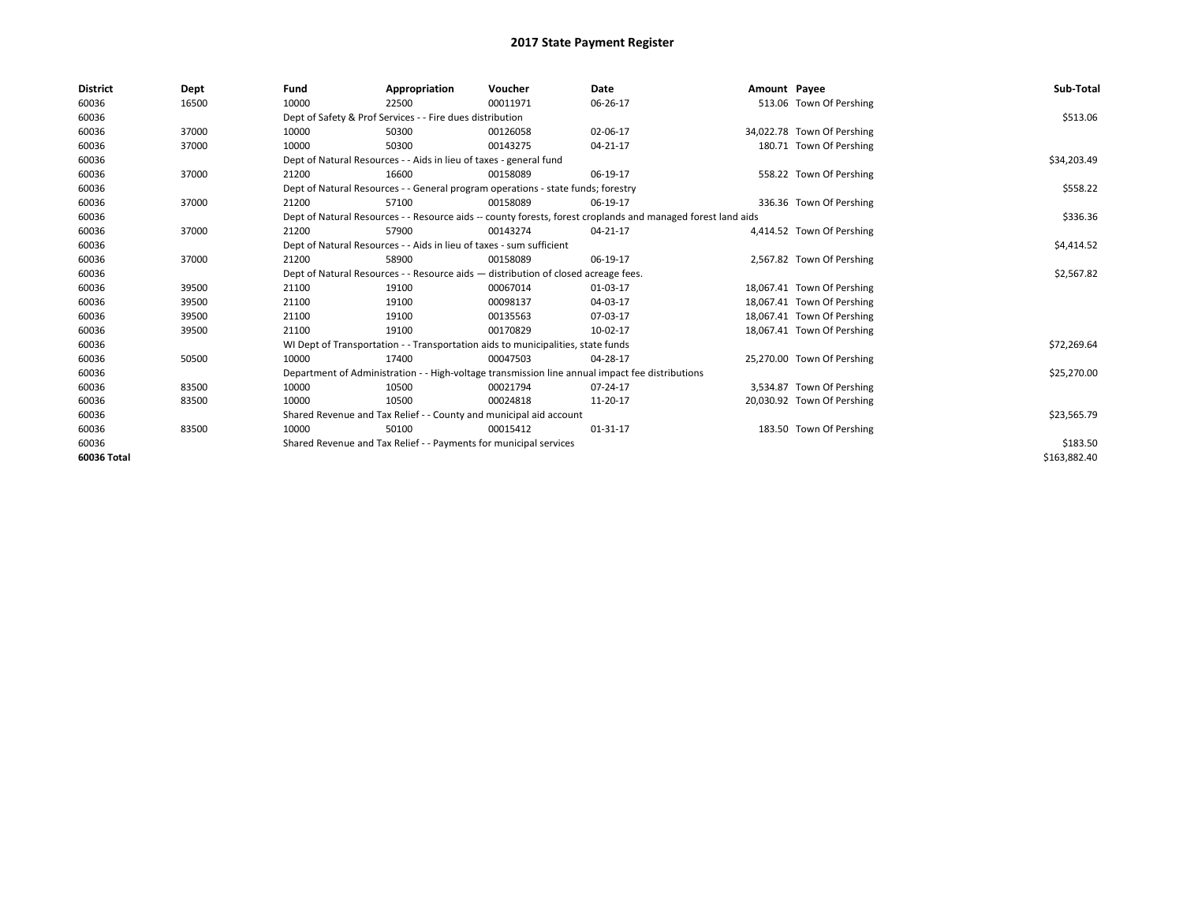# 2017 State Payment Register

| District | Dept | Fund | Appropriation | Voucher | Date | Amount | Payee | Sub-Total |
|---|---|---|---|---|---|---|---|---|
| 60036 | 16500 | 10000 | 22500 | 00011971 | 06-26-17 | 513.06 | Town Of Pershing | |
| 60036 | | Dept of Safety & Prof Services - - Fire dues distribution | | | | | | $513.06 |
| 60036 | 37000 | 10000 | 50300 | 00126058 | 02-06-17 | 34,022.78 | Town Of Pershing | |
| 60036 | 37000 | 10000 | 50300 | 00143275 | 04-21-17 | 180.71 | Town Of Pershing | |
| 60036 | | Dept of Natural Resources - - Aids in lieu of taxes - general fund | | | | | | $34,203.49 |
| 60036 | 37000 | 21200 | 16600 | 00158089 | 06-19-17 | 558.22 | Town Of Pershing | |
| 60036 | | Dept of Natural Resources - - General program operations - state funds; forestry | | | | | | $558.22 |
| 60036 | 37000 | 21200 | 57100 | 00158089 | 06-19-17 | 336.36 | Town Of Pershing | |
| 60036 | | Dept of Natural Resources - - Resource aids -- county forests, forest croplands and managed forest land aids | | | | | | $336.36 |
| 60036 | 37000 | 21200 | 57900 | 00143274 | 04-21-17 | 4,414.52 | Town Of Pershing | |
| 60036 | | Dept of Natural Resources - - Aids in lieu of taxes - sum sufficient | | | | | | $4,414.52 |
| 60036 | 37000 | 21200 | 58900 | 00158089 | 06-19-17 | 2,567.82 | Town Of Pershing | |
| 60036 | | Dept of Natural Resources - - Resource aids — distribution of closed acreage fees. | | | | | | $2,567.82 |
| 60036 | 39500 | 21100 | 19100 | 00067014 | 01-03-17 | 18,067.41 | Town Of Pershing | |
| 60036 | 39500 | 21100 | 19100 | 00098137 | 04-03-17 | 18,067.41 | Town Of Pershing | |
| 60036 | 39500 | 21100 | 19100 | 00135563 | 07-03-17 | 18,067.41 | Town Of Pershing | |
| 60036 | 39500 | 21100 | 19100 | 00170829 | 10-02-17 | 18,067.41 | Town Of Pershing | |
| 60036 | | WI Dept of Transportation - - Transportation aids to municipalities, state funds | | | | | | $72,269.64 |
| 60036 | 50500 | 10000 | 17400 | 00047503 | 04-28-17 | 25,270.00 | Town Of Pershing | |
| 60036 | | Department of Administration - - High-voltage transmission line annual impact fee distributions | | | | | | $25,270.00 |
| 60036 | 83500 | 10000 | 10500 | 00021794 | 07-24-17 | 3,534.87 | Town Of Pershing | |
| 60036 | 83500 | 10000 | 10500 | 00024818 | 11-20-17 | 20,030.92 | Town Of Pershing | |
| 60036 | | Shared Revenue and Tax Relief - - County and municipal aid account | | | | | | $23,565.79 |
| 60036 | 83500 | 10000 | 50100 | 00015412 | 01-31-17 | 183.50 | Town Of Pershing | |
| 60036 | | Shared Revenue and Tax Relief - - Payments for municipal services | | | | | | $183.50 |
| 60036 Total | | | | | | | | $163,882.40 |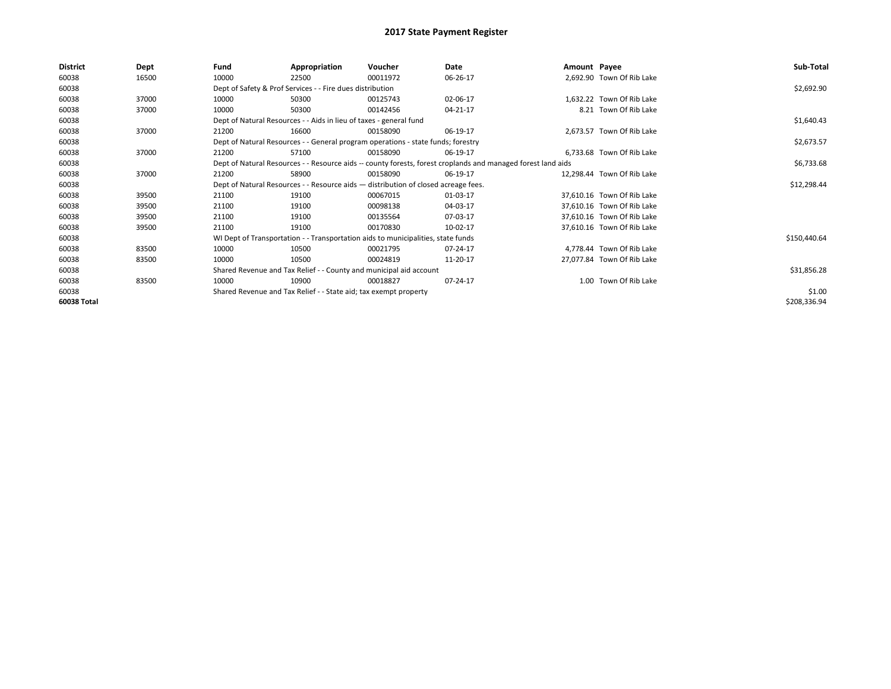# 2017 State Payment Register

| District | Dept | Fund | Appropriation | Voucher | Date | Amount | Payee | Sub-Total |
|---|---|---|---|---|---|---|---|---|
| 60038 | 16500 | 10000 | 22500 | 00011972 | 06-26-17 | 2,692.90 | Town Of Rib Lake | |
| 60038 | | Dept of Safety & Prof Services - - Fire dues distribution | | | | | | $2,692.90 |
| 60038 | 37000 | 10000 | 50300 | 00125743 | 02-06-17 | 1,632.22 | Town Of Rib Lake | |
| 60038 | 37000 | 10000 | 50300 | 00142456 | 04-21-17 | 8.21 | Town Of Rib Lake | |
| 60038 | | Dept of Natural Resources - - Aids in lieu of taxes - general fund | | | | | | $1,640.43 |
| 60038 | 37000 | 21200 | 16600 | 00158090 | 06-19-17 | 2,673.57 | Town Of Rib Lake | |
| 60038 | | Dept of Natural Resources - - General program operations - state funds; forestry | | | | | | $2,673.57 |
| 60038 | 37000 | 21200 | 57100 | 00158090 | 06-19-17 | 6,733.68 | Town Of Rib Lake | |
| 60038 | | Dept of Natural Resources - - Resource aids -- county forests, forest croplands and managed forest land aids | | | | | | $6,733.68 |
| 60038 | 37000 | 21200 | 58900 | 00158090 | 06-19-17 | 12,298.44 | Town Of Rib Lake | |
| 60038 | | Dept of Natural Resources - - Resource aids — distribution of closed acreage fees. | | | | | | $12,298.44 |
| 60038 | 39500 | 21100 | 19100 | 00067015 | 01-03-17 | 37,610.16 | Town Of Rib Lake | |
| 60038 | 39500 | 21100 | 19100 | 00098138 | 04-03-17 | 37,610.16 | Town Of Rib Lake | |
| 60038 | 39500 | 21100 | 19100 | 00135564 | 07-03-17 | 37,610.16 | Town Of Rib Lake | |
| 60038 | 39500 | 21100 | 19100 | 00170830 | 10-02-17 | 37,610.16 | Town Of Rib Lake | |
| 60038 | | WI Dept of Transportation - - Transportation aids to municipalities, state funds | | | | | | $150,440.64 |
| 60038 | 83500 | 10000 | 10500 | 00021795 | 07-24-17 | 4,778.44 | Town Of Rib Lake | |
| 60038 | 83500 | 10000 | 10500 | 00024819 | 11-20-17 | 27,077.84 | Town Of Rib Lake | |
| 60038 | | Shared Revenue and Tax Relief - - County and municipal aid account | | | | | | $31,856.28 |
| 60038 | 83500 | 10000 | 10900 | 00018827 | 07-24-17 | 1.00 | Town Of Rib Lake | |
| 60038 | | Shared Revenue and Tax Relief - - State aid; tax exempt property | | | | | | $1.00 |
| 60038 Total | | | | | | | | $208,336.94 |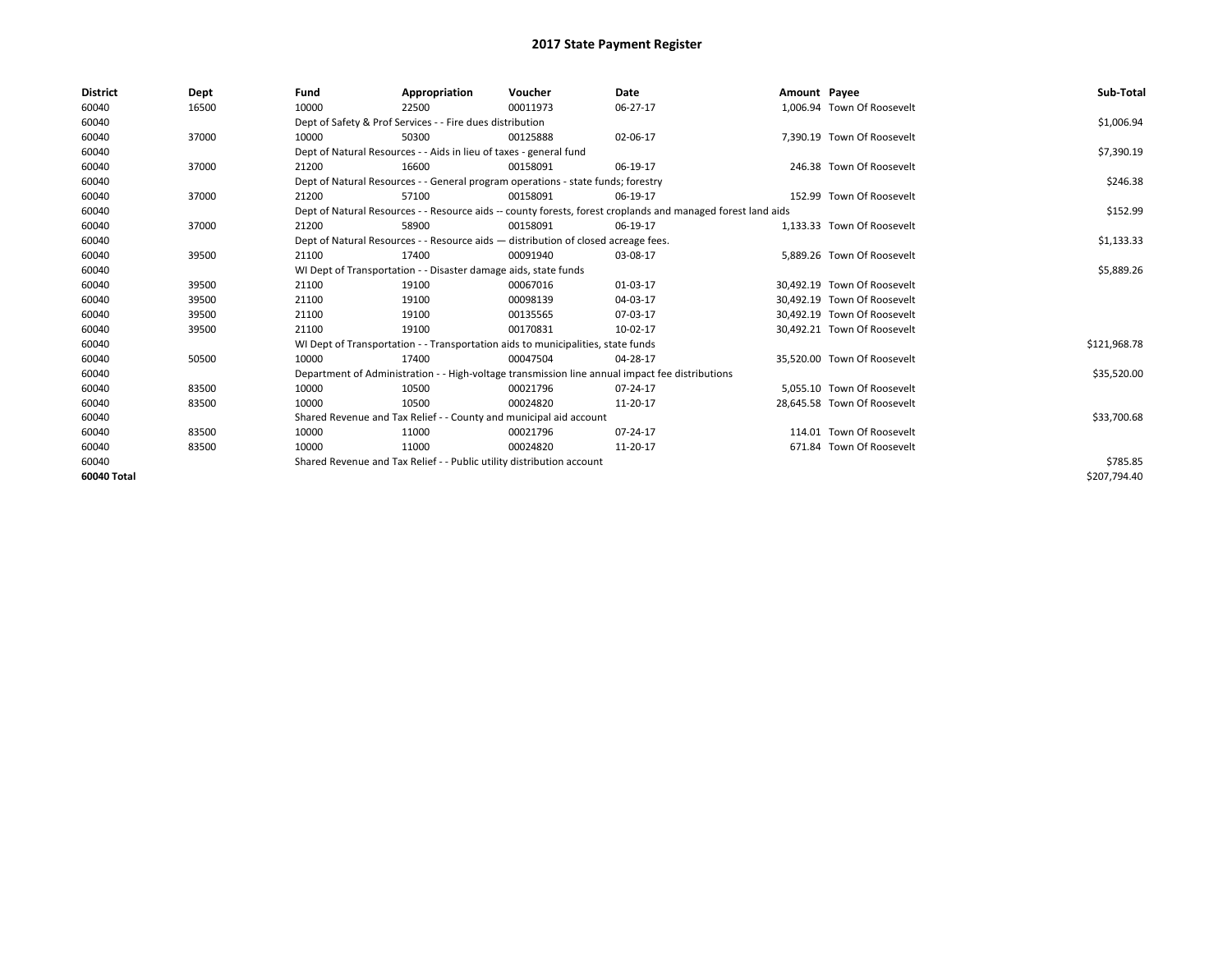# 2017 State Payment Register

| District | Dept | Fund | Appropriation | Voucher | Date | Amount | Payee | Sub-Total |
|---|---|---|---|---|---|---|---|---|
| 60040 | 16500 | 10000 | 22500 | 00011973 | 06-27-17 | 1,006.94 | Town Of Roosevelt | |
| 60040 | | Dept of Safety & Prof Services - - Fire dues distribution | | | | | | $1,006.94 |
| 60040 | 37000 | 10000 | 50300 | 00125888 | 02-06-17 | 7,390.19 | Town Of Roosevelt | |
| 60040 | | Dept of Natural Resources - - Aids in lieu of taxes - general fund | | | | | | $7,390.19 |
| 60040 | 37000 | 21200 | 16600 | 00158091 | 06-19-17 | 246.38 | Town Of Roosevelt | |
| 60040 | | Dept of Natural Resources - - General program operations - state funds; forestry | | | | | | $246.38 |
| 60040 | 37000 | 21200 | 57100 | 00158091 | 06-19-17 | 152.99 | Town Of Roosevelt | |
| 60040 | | Dept of Natural Resources - - Resource aids -- county forests, forest croplands and managed forest land aids | | | | | | $152.99 |
| 60040 | 37000 | 21200 | 58900 | 00158091 | 06-19-17 | 1,133.33 | Town Of Roosevelt | |
| 60040 | | Dept of Natural Resources - - Resource aids — distribution of closed acreage fees. | | | | | | $1,133.33 |
| 60040 | 39500 | 21100 | 17400 | 00091940 | 03-08-17 | 5,889.26 | Town Of Roosevelt | |
| 60040 | | WI Dept of Transportation - - Disaster damage aids, state funds | | | | | | $5,889.26 |
| 60040 | 39500 | 21100 | 19100 | 00067016 | 01-03-17 | 30,492.19 | Town Of Roosevelt | |
| 60040 | 39500 | 21100 | 19100 | 00098139 | 04-03-17 | 30,492.19 | Town Of Roosevelt | |
| 60040 | 39500 | 21100 | 19100 | 00135565 | 07-03-17 | 30,492.19 | Town Of Roosevelt | |
| 60040 | 39500 | 21100 | 19100 | 00170831 | 10-02-17 | 30,492.21 | Town Of Roosevelt | |
| 60040 | | WI Dept of Transportation - - Transportation aids to municipalities, state funds | | | | | | $121,968.78 |
| 60040 | 50500 | 10000 | 17400 | 00047504 | 04-28-17 | 35,520.00 | Town Of Roosevelt | |
| 60040 | | Department of Administration - - High-voltage transmission line annual impact fee distributions | | | | | | $35,520.00 |
| 60040 | 83500 | 10000 | 10500 | 00021796 | 07-24-17 | 5,055.10 | Town Of Roosevelt | |
| 60040 | 83500 | 10000 | 10500 | 00024820 | 11-20-17 | 28,645.58 | Town Of Roosevelt | |
| 60040 | | Shared Revenue and Tax Relief - - County and municipal aid account | | | | | | $33,700.68 |
| 60040 | 83500 | 10000 | 11000 | 00021796 | 07-24-17 | 114.01 | Town Of Roosevelt | |
| 60040 | 83500 | 10000 | 11000 | 00024820 | 11-20-17 | 671.84 | Town Of Roosevelt | |
| 60040 | | Shared Revenue and Tax Relief - - Public utility distribution account | | | | | | $785.85 |
| **60040 Total** | | | | | | | | $207,794.40 |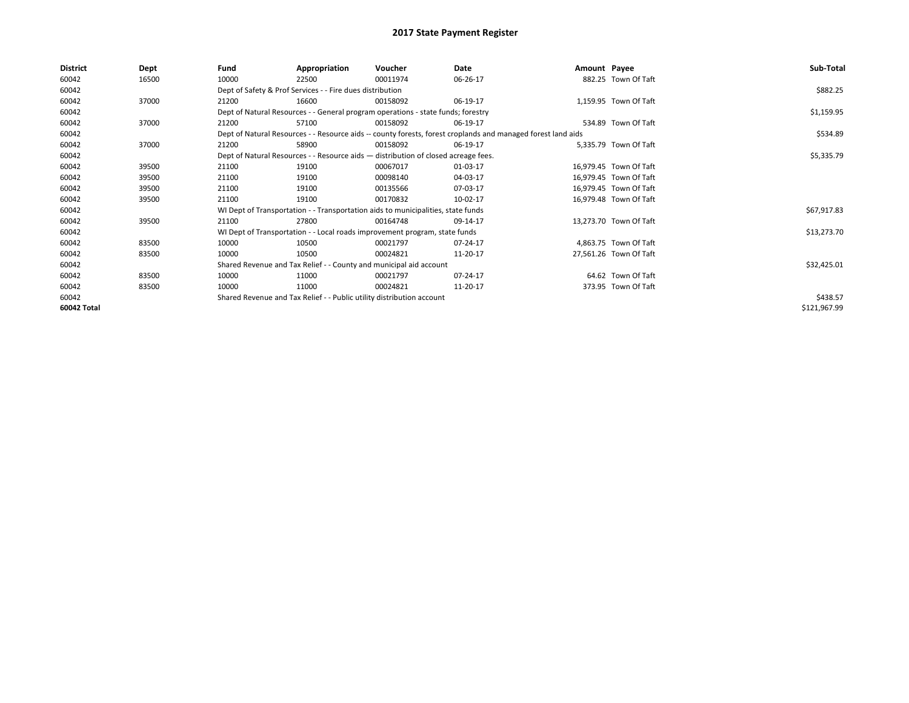# 2017 State Payment Register

| District | Dept | Fund | Appropriation | Voucher | Date | Amount | Payee | Sub-Total |
|---|---|---|---|---|---|---|---|---|
| 60042 | 16500 | 10000 | 22500 | 00011974 | 06-26-17 | 882.25 | Town Of Taft | |
| 60042 | | Dept of Safety & Prof Services - - Fire dues distribution | | | | | | $882.25 |
| 60042 | 37000 | 21200 | 16600 | 00158092 | 06-19-17 | 1,159.95 | Town Of Taft | |
| 60042 | | Dept of Natural Resources - - General program operations - state funds; forestry | | | | | | $1,159.95 |
| 60042 | 37000 | 21200 | 57100 | 00158092 | 06-19-17 | 534.89 | Town Of Taft | |
| 60042 | | Dept of Natural Resources - - Resource aids -- county forests, forest croplands and managed forest land aids | | | | | | $534.89 |
| 60042 | 37000 | 21200 | 58900 | 00158092 | 06-19-17 | 5,335.79 | Town Of Taft | |
| 60042 | | Dept of Natural Resources - - Resource aids — distribution of closed acreage fees. | | | | | | $5,335.79 |
| 60042 | 39500 | 21100 | 19100 | 00067017 | 01-03-17 | 16,979.45 | Town Of Taft | |
| 60042 | 39500 | 21100 | 19100 | 00098140 | 04-03-17 | 16,979.45 | Town Of Taft | |
| 60042 | 39500 | 21100 | 19100 | 00135566 | 07-03-17 | 16,979.45 | Town Of Taft | |
| 60042 | 39500 | 21100 | 19100 | 00170832 | 10-02-17 | 16,979.48 | Town Of Taft | |
| 60042 | | WI Dept of Transportation - - Transportation aids to municipalities, state funds | | | | | | $67,917.83 |
| 60042 | 39500 | 21100 | 27800 | 00164748 | 09-14-17 | 13,273.70 | Town Of Taft | |
| 60042 | | WI Dept of Transportation - - Local roads improvement program, state funds | | | | | | $13,273.70 |
| 60042 | 83500 | 10000 | 10500 | 00021797 | 07-24-17 | 4,863.75 | Town Of Taft | |
| 60042 | 83500 | 10000 | 10500 | 00024821 | 11-20-17 | 27,561.26 | Town Of Taft | |
| 60042 | | Shared Revenue and Tax Relief - - County and municipal aid account | | | | | | $32,425.01 |
| 60042 | 83500 | 10000 | 11000 | 00021797 | 07-24-17 | 64.62 | Town Of Taft | |
| 60042 | 83500 | 10000 | 11000 | 00024821 | 11-20-17 | 373.95 | Town Of Taft | |
| 60042 | | Shared Revenue and Tax Relief - - Public utility distribution account | | | | | | $438.57 |
| 60042 Total | | | | | | | | $121,967.99 |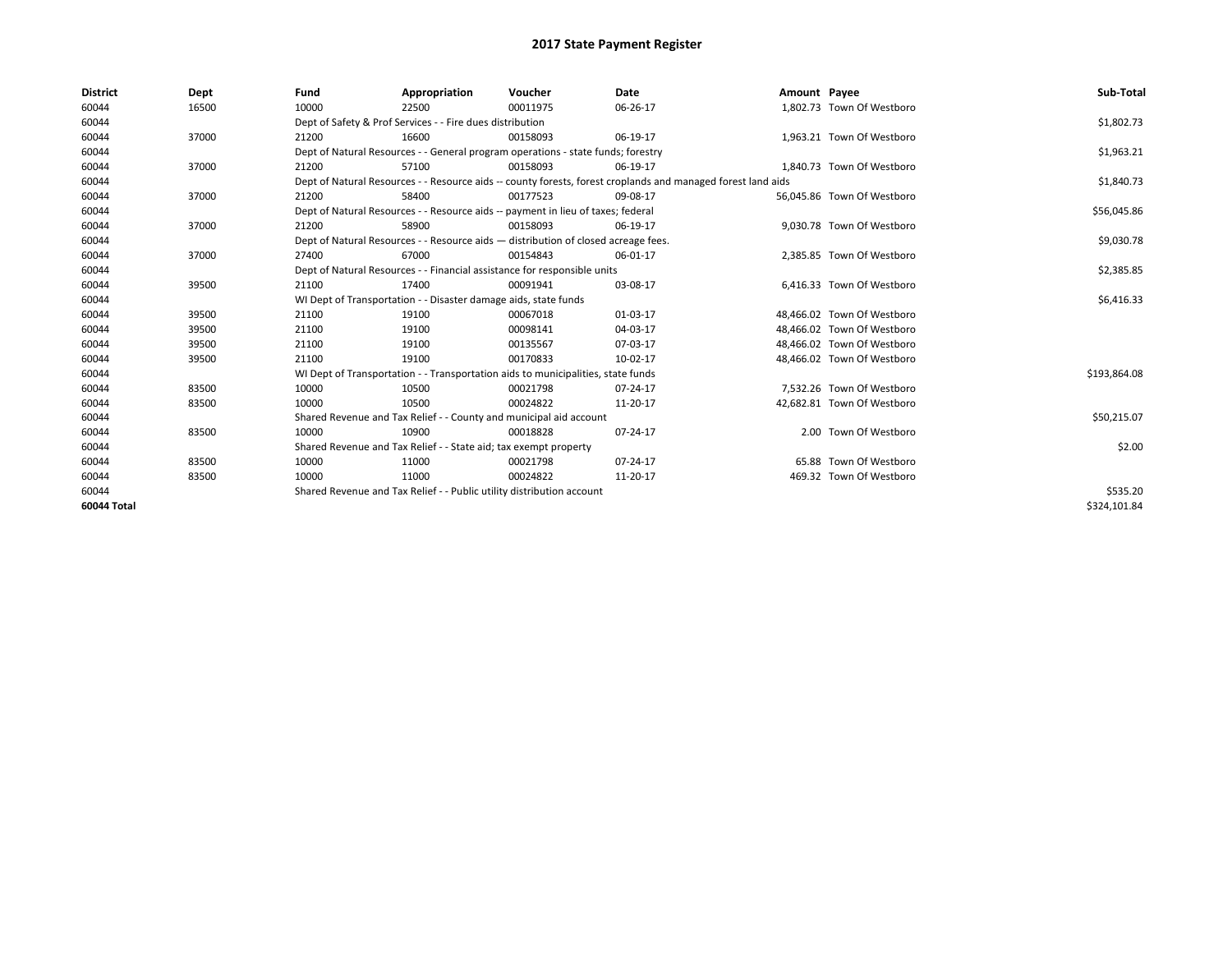# 2017 State Payment Register

| District | Dept | Fund | Appropriation | Voucher | Date | Amount | Payee | Sub-Total |
|---|---|---|---|---|---|---|---|---|
| 60044 | 16500 | 10000 | 22500 | 00011975 | 06-26-17 | 1,802.73 | Town Of Westboro | |
| 60044 | | Dept of Safety & Prof Services - - Fire dues distribution | | | | | | $1,802.73 |
| 60044 | 37000 | 21200 | 16600 | 00158093 | 06-19-17 | 1,963.21 | Town Of Westboro | |
| 60044 | | Dept of Natural Resources - - General program operations - state funds; forestry | | | | | | $1,963.21 |
| 60044 | 37000 | 21200 | 57100 | 00158093 | 06-19-17 | 1,840.73 | Town Of Westboro | |
| 60044 | | Dept of Natural Resources - - Resource aids -- county forests, forest croplands and managed forest land aids | | | | | | $1,840.73 |
| 60044 | 37000 | 21200 | 58400 | 00177523 | 09-08-17 | 56,045.86 | Town Of Westboro | |
| 60044 | | Dept of Natural Resources - - Resource aids -- payment in lieu of taxes; federal | | | | | | $56,045.86 |
| 60044 | 37000 | 21200 | 58900 | 00158093 | 06-19-17 | 9,030.78 | Town Of Westboro | |
| 60044 | | Dept of Natural Resources - - Resource aids — distribution of closed acreage fees. | | | | | | $9,030.78 |
| 60044 | 37000 | 27400 | 67000 | 00154843 | 06-01-17 | 2,385.85 | Town Of Westboro | |
| 60044 | | Dept of Natural Resources - - Financial assistance for responsible units | | | | | | $2,385.85 |
| 60044 | 39500 | 21100 | 17400 | 00091941 | 03-08-17 | 6,416.33 | Town Of Westboro | |
| 60044 | | WI Dept of Transportation - - Disaster damage aids, state funds | | | | | | $6,416.33 |
| 60044 | 39500 | 21100 | 19100 | 00067018 | 01-03-17 | 48,466.02 | Town Of Westboro | |
| 60044 | 39500 | 21100 | 19100 | 00098141 | 04-03-17 | 48,466.02 | Town Of Westboro | |
| 60044 | 39500 | 21100 | 19100 | 00135567 | 07-03-17 | 48,466.02 | Town Of Westboro | |
| 60044 | 39500 | 21100 | 19100 | 00170833 | 10-02-17 | 48,466.02 | Town Of Westboro | |
| 60044 | | WI Dept of Transportation - - Transportation aids to municipalities, state funds | | | | | | $193,864.08 |
| 60044 | 83500 | 10000 | 10500 | 00021798 | 07-24-17 | 7,532.26 | Town Of Westboro | |
| 60044 | 83500 | 10000 | 10500 | 00024822 | 11-20-17 | 42,682.81 | Town Of Westboro | |
| 60044 | | Shared Revenue and Tax Relief - - County and municipal aid account | | | | | | $50,215.07 |
| 60044 | 83500 | 10000 | 10900 | 00018828 | 07-24-17 | 2.00 | Town Of Westboro | |
| 60044 | | Shared Revenue and Tax Relief - - State aid; tax exempt property | | | | | | $2.00 |
| 60044 | 83500 | 10000 | 11000 | 00021798 | 07-24-17 | 65.88 | Town Of Westboro | |
| 60044 | 83500 | 10000 | 11000 | 00024822 | 11-20-17 | 469.32 | Town Of Westboro | |
| 60044 | | Shared Revenue and Tax Relief - - Public utility distribution account | | | | | | $535.20 |
| 60044 Total | | | | | | | | $324,101.84 |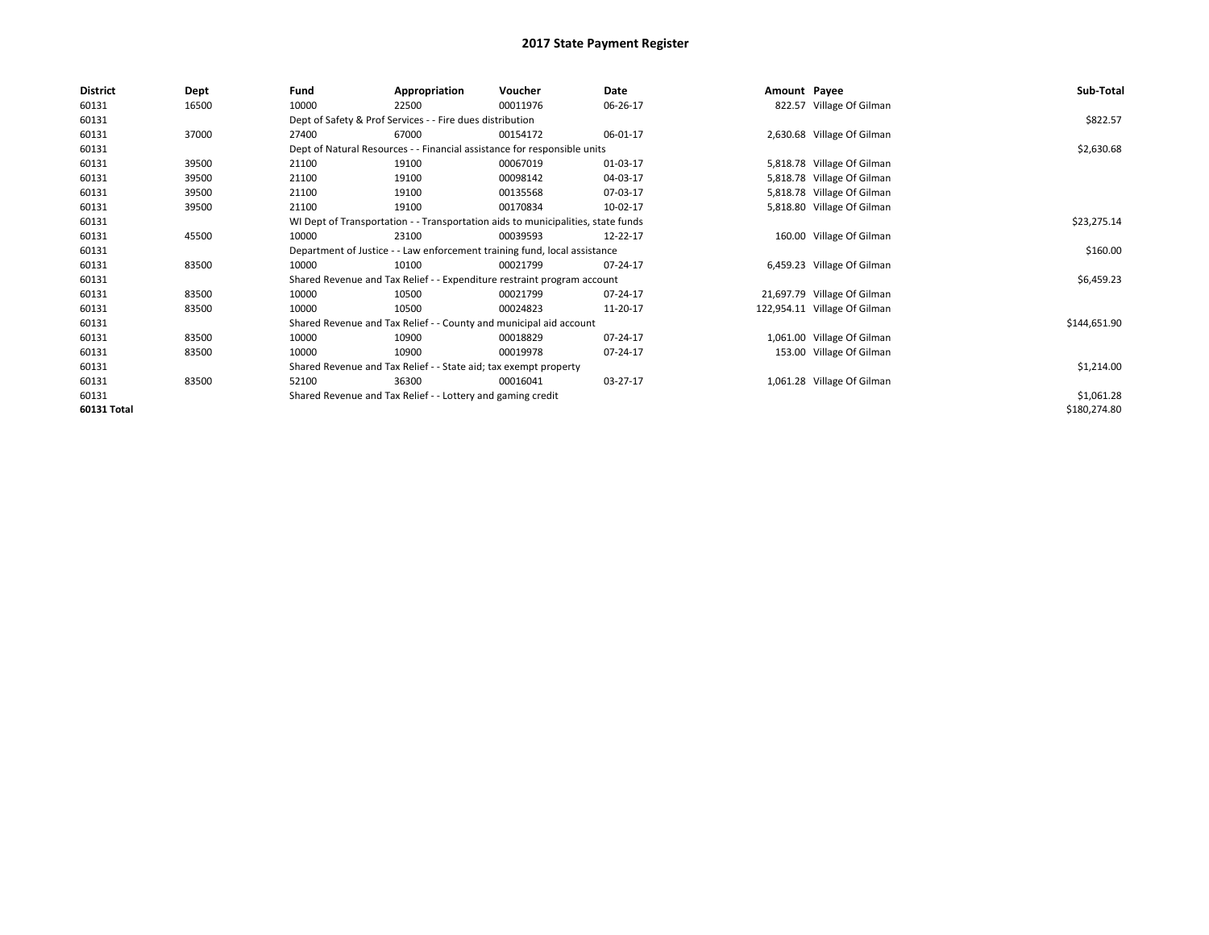# 2017 State Payment Register

| District | Dept | Fund | Appropriation | Voucher | Date | Amount | Payee | Sub-Total |
|---|---|---|---|---|---|---|---|---|
| 60131 | 16500 | 10000 | 22500 | 00011976 | 06-26-17 | 822.57 | Village Of Gilman | |
| 60131 | | Dept of Safety & Prof Services - - Fire dues distribution | | | | | | $822.57 |
| 60131 | 37000 | 27400 | 67000 | 00154172 | 06-01-17 | 2,630.68 | Village Of Gilman | |
| 60131 | | Dept of Natural Resources - - Financial assistance for responsible units | | | | | | $2,630.68 |
| 60131 | 39500 | 21100 | 19100 | 00067019 | 01-03-17 | 5,818.78 | Village Of Gilman | |
| 60131 | 39500 | 21100 | 19100 | 00098142 | 04-03-17 | 5,818.78 | Village Of Gilman | |
| 60131 | 39500 | 21100 | 19100 | 00135568 | 07-03-17 | 5,818.78 | Village Of Gilman | |
| 60131 | 39500 | 21100 | 19100 | 00170834 | 10-02-17 | 5,818.80 | Village Of Gilman | |
| 60131 | | WI Dept of Transportation - - Transportation aids to municipalities, state funds | | | | | | $23,275.14 |
| 60131 | 45500 | 10000 | 23100 | 00039593 | 12-22-17 | 160.00 | Village Of Gilman | |
| 60131 | | Department of Justice - - Law enforcement training fund, local assistance | | | | | | $160.00 |
| 60131 | 83500 | 10000 | 10100 | 00021799 | 07-24-17 | 6,459.23 | Village Of Gilman | |
| 60131 | | Shared Revenue and Tax Relief - - Expenditure restraint program account | | | | | | $6,459.23 |
| 60131 | 83500 | 10000 | 10500 | 00021799 | 07-24-17 | 21,697.79 | Village Of Gilman | |
| 60131 | 83500 | 10000 | 10500 | 00024823 | 11-20-17 | 122,954.11 | Village Of Gilman | |
| 60131 | | Shared Revenue and Tax Relief - - County and municipal aid account | | | | | | $144,651.90 |
| 60131 | 83500 | 10000 | 10900 | 00018829 | 07-24-17 | 1,061.00 | Village Of Gilman | |
| 60131 | 83500 | 10000 | 10900 | 00019978 | 07-24-17 | 153.00 | Village Of Gilman | |
| 60131 | | Shared Revenue and Tax Relief - - State aid; tax exempt property | | | | | | $1,214.00 |
| 60131 | 83500 | 52100 | 36300 | 00016041 | 03-27-17 | 1,061.28 | Village Of Gilman | |
| 60131 | | Shared Revenue and Tax Relief - - Lottery and gaming credit | | | | | | $1,061.28 |
| 60131 Total | | | | | | | | $180,274.80 |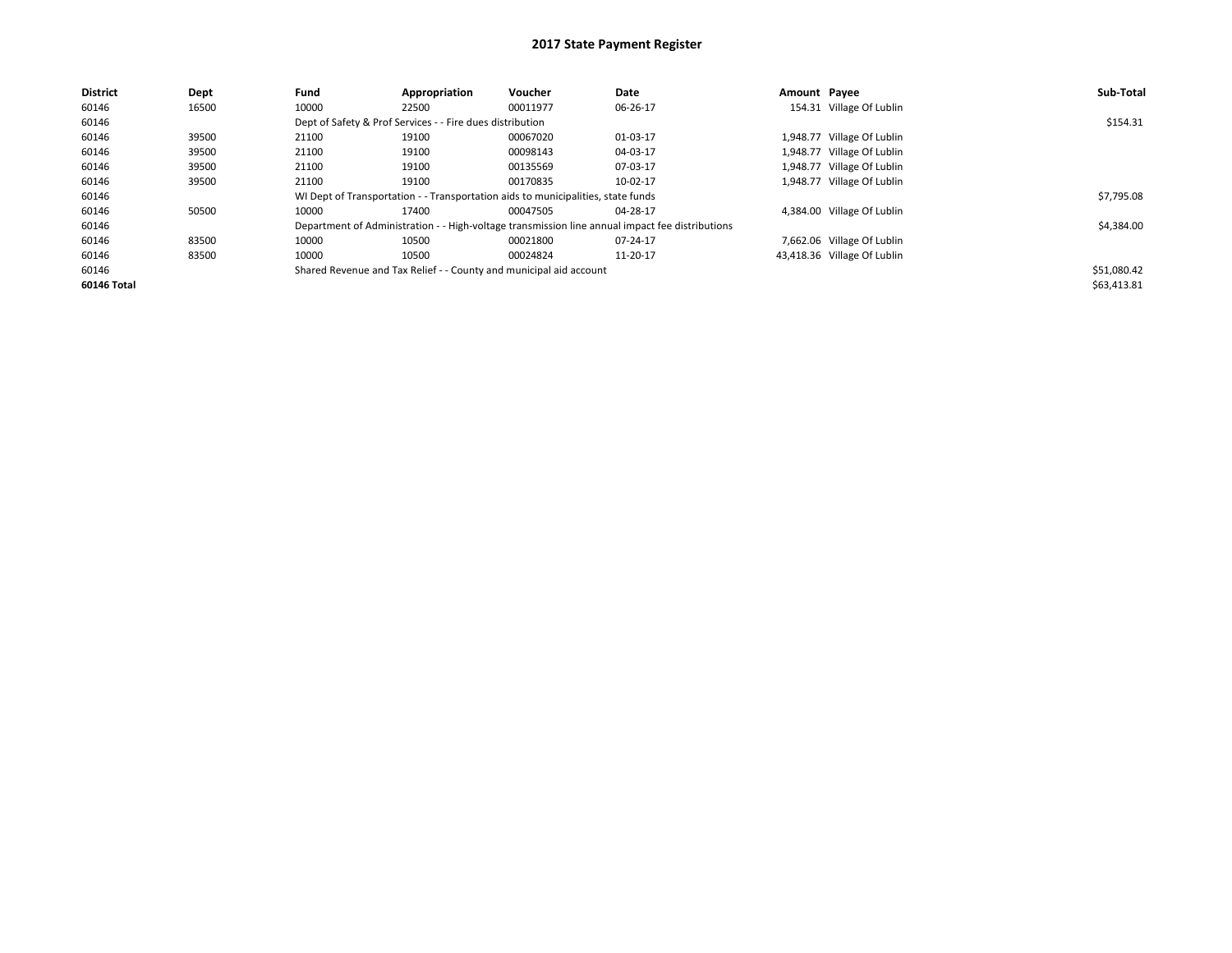# 2017 State Payment Register

| District | Dept | Fund | Appropriation | Voucher | Date | Amount | Payee | Sub-Total |
|---|---|---|---|---|---|---|---|---|
| 60146 | 16500 | 10000 | 22500 | 00011977 | 06-26-17 | 154.31 | Village Of Lublin | |
| 60146 | | Dept of Safety & Prof Services - - Fire dues distribution | | | | | | $154.31 |
| 60146 | 39500 | 21100 | 19100 | 00067020 | 01-03-17 | 1,948.77 | Village Of Lublin | |
| 60146 | 39500 | 21100 | 19100 | 00098143 | 04-03-17 | 1,948.77 | Village Of Lublin | |
| 60146 | 39500 | 21100 | 19100 | 00135569 | 07-03-17 | 1,948.77 | Village Of Lublin | |
| 60146 | 39500 | 21100 | 19100 | 00170835 | 10-02-17 | 1,948.77 | Village Of Lublin | |
| 60146 | | WI Dept of Transportation - - Transportation aids to municipalities, state funds | | | | | | $7,795.08 |
| 60146 | 50500 | 10000 | 17400 | 00047505 | 04-28-17 | 4,384.00 | Village Of Lublin | |
| 60146 | | Department of Administration - - High-voltage transmission line annual impact fee distributions | | | | | | $4,384.00 |
| 60146 | 83500 | 10000 | 10500 | 00021800 | 07-24-17 | 7,662.06 | Village Of Lublin | |
| 60146 | 83500 | 10000 | 10500 | 00024824 | 11-20-17 | 43,418.36 | Village Of Lublin | |
| 60146 | | Shared Revenue and Tax Relief - - County and municipal aid account | | | | | | $51,080.42 |
| **60146 Total** | | | | | | | | $63,413.81 |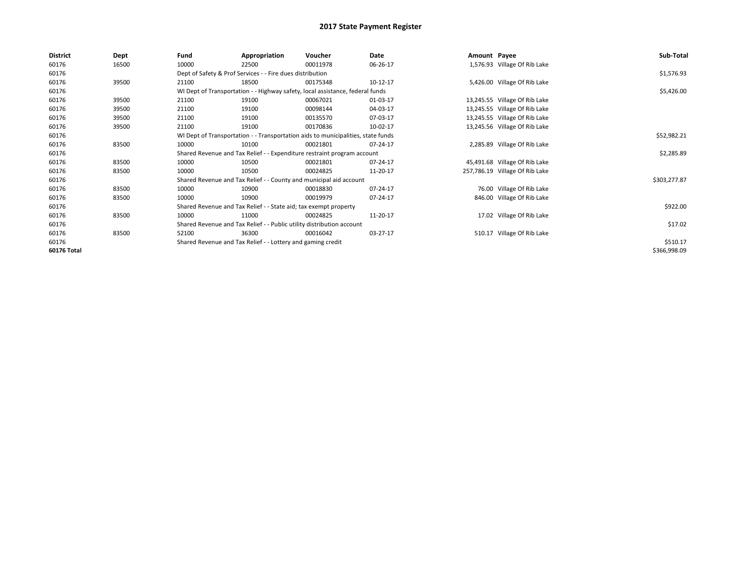# 2017 State Payment Register

| District | Dept | Fund | Appropriation | Voucher | Date | Amount | Payee | Sub-Total |
|---|---|---|---|---|---|---|---|---|
| 60176 | 16500 | 10000 | 22500 | 00011978 | 06-26-17 | 1,576.93 | Village Of Rib Lake | |
| 60176 | | Dept of Safety & Prof Services - - Fire dues distribution | | | | | | $1,576.93 |
| 60176 | 39500 | 21100 | 18500 | 00175348 | 10-12-17 | 5,426.00 | Village Of Rib Lake | |
| 60176 | | WI Dept of Transportation - - Highway safety, local assistance, federal funds | | | | | | $5,426.00 |
| 60176 | 39500 | 21100 | 19100 | 00067021 | 01-03-17 | 13,245.55 | Village Of Rib Lake | |
| 60176 | 39500 | 21100 | 19100 | 00098144 | 04-03-17 | 13,245.55 | Village Of Rib Lake | |
| 60176 | 39500 | 21100 | 19100 | 00135570 | 07-03-17 | 13,245.55 | Village Of Rib Lake | |
| 60176 | 39500 | 21100 | 19100 | 00170836 | 10-02-17 | 13,245.56 | Village Of Rib Lake | |
| 60176 | | WI Dept of Transportation - - Transportation aids to municipalities, state funds | | | | | | $52,982.21 |
| 60176 | 83500 | 10000 | 10100 | 00021801 | 07-24-17 | 2,285.89 | Village Of Rib Lake | |
| 60176 | | Shared Revenue and Tax Relief - - Expenditure restraint program account | | | | | | $2,285.89 |
| 60176 | 83500 | 10000 | 10500 | 00021801 | 07-24-17 | 45,491.68 | Village Of Rib Lake | |
| 60176 | 83500 | 10000 | 10500 | 00024825 | 11-20-17 | 257,786.19 | Village Of Rib Lake | |
| 60176 | | Shared Revenue and Tax Relief - - County and municipal aid account | | | | | | $303,277.87 |
| 60176 | 83500 | 10000 | 10900 | 00018830 | 07-24-17 | 76.00 | Village Of Rib Lake | |
| 60176 | 83500 | 10000 | 10900 | 00019979 | 07-24-17 | 846.00 | Village Of Rib Lake | |
| 60176 | | Shared Revenue and Tax Relief - - State aid; tax exempt property | | | | | | $922.00 |
| 60176 | 83500 | 10000 | 11000 | 00024825 | 11-20-17 | 17.02 | Village Of Rib Lake | |
| 60176 | | Shared Revenue and Tax Relief - - Public utility distribution account | | | | | | $17.02 |
| 60176 | 83500 | 52100 | 36300 | 00016042 | 03-27-17 | 510.17 | Village Of Rib Lake | |
| 60176 | | Shared Revenue and Tax Relief - - Lottery and gaming credit | | | | | | $510.17 |
| **60176 Total** | | | | | | | | $366,998.09 |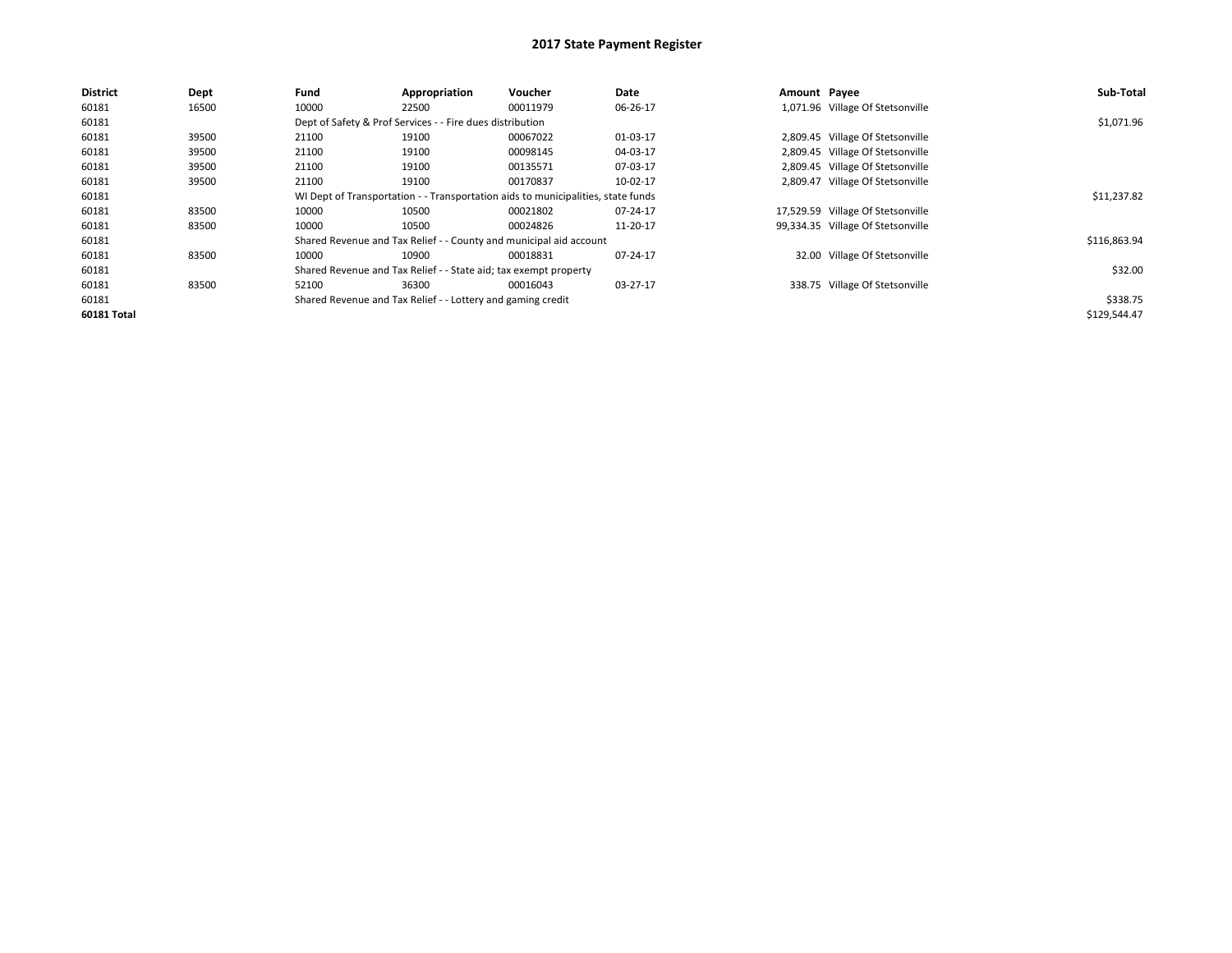# 2017 State Payment Register

| District | Dept | Fund | Appropriation | Voucher | Date | Amount | Payee | Sub-Total |
|---|---|---|---|---|---|---|---|---|
| 60181 | 16500 | 10000 | 22500 | 00011979 | 06-26-17 | 1,071.96 | Village Of Stetsonville | |
| 60181 | | Dept of Safety & Prof Services - - Fire dues distribution | | | | | | $1,071.96 |
| 60181 | 39500 | 21100 | 19100 | 00067022 | 01-03-17 | 2,809.45 | Village Of Stetsonville | |
| 60181 | 39500 | 21100 | 19100 | 00098145 | 04-03-17 | 2,809.45 | Village Of Stetsonville | |
| 60181 | 39500 | 21100 | 19100 | 00135571 | 07-03-17 | 2,809.45 | Village Of Stetsonville | |
| 60181 | 39500 | 21100 | 19100 | 00170837 | 10-02-17 | 2,809.47 | Village Of Stetsonville | |
| 60181 | | WI Dept of Transportation - - Transportation aids to municipalities, state funds | | | | | | $11,237.82 |
| 60181 | 83500 | 10000 | 10500 | 00021802 | 07-24-17 | 17,529.59 | Village Of Stetsonville | |
| 60181 | 83500 | 10000 | 10500 | 00024826 | 11-20-17 | 99,334.35 | Village Of Stetsonville | |
| 60181 | | Shared Revenue and Tax Relief - - County and municipal aid account | | | | | | $116,863.94 |
| 60181 | 83500 | 10000 | 10900 | 00018831 | 07-24-17 | 32.00 | Village Of Stetsonville | |
| 60181 | | Shared Revenue and Tax Relief - - State aid; tax exempt property | | | | | | $32.00 |
| 60181 | 83500 | 52100 | 36300 | 00016043 | 03-27-17 | 338.75 | Village Of Stetsonville | |
| 60181 | | Shared Revenue and Tax Relief - - Lottery and gaming credit | | | | | | $338.75 |
| **60181 Total** | | | | | | | | $129,544.47 |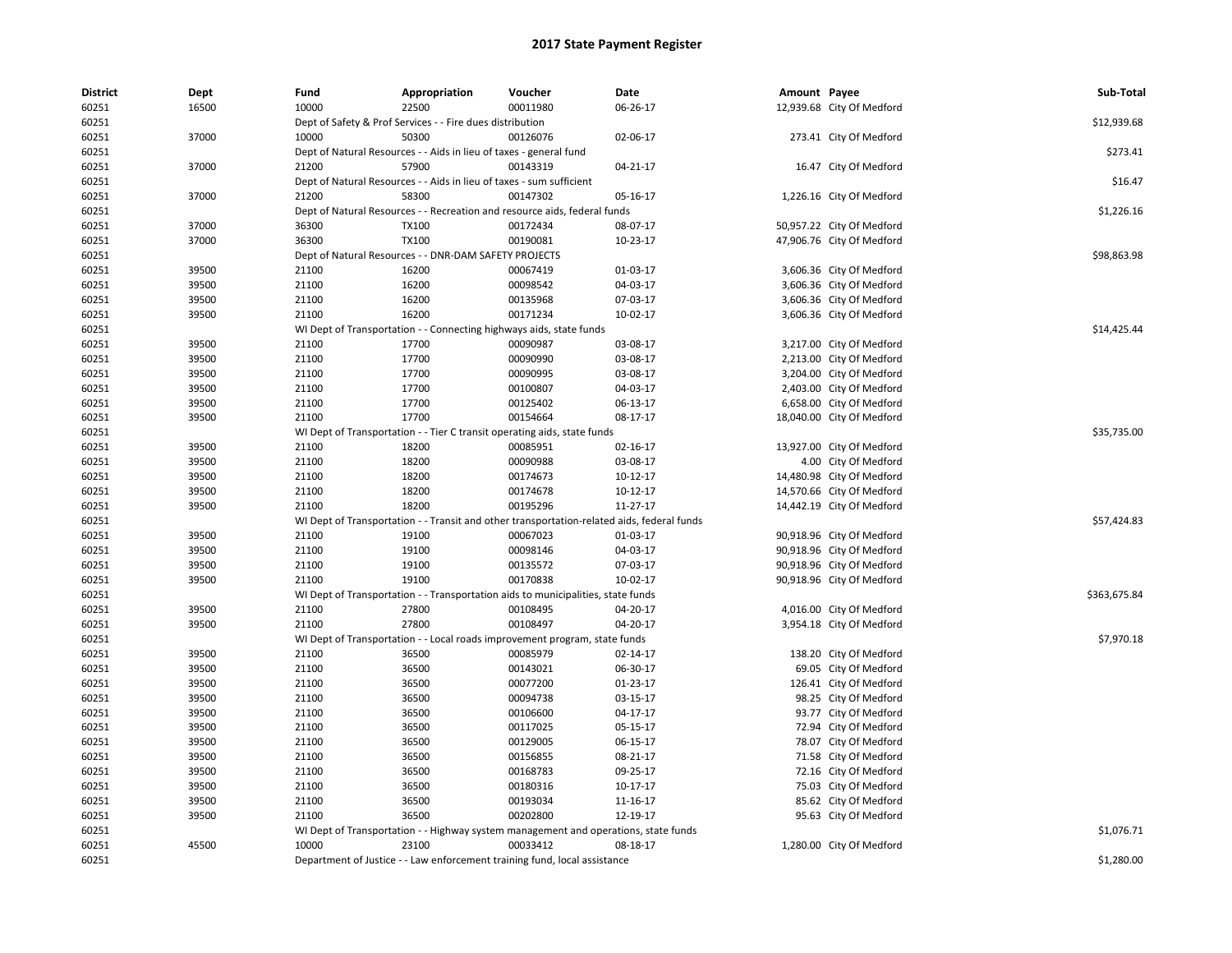# 2017 State Payment Register

| District | Dept | Fund | Appropriation | Voucher | Date | Amount | Payee | Sub-Total |
|---|---|---|---|---|---|---|---|---|
| 60251 | 16500 | 10000 | 22500 | 00011980 | 06-26-17 | 12,939.68 | City Of Medford | |
| 60251 | | Dept of Safety & Prof Services - - Fire dues distribution | | | | | | $12,939.68 |
| 60251 | 37000 | 10000 | 50300 | 00126076 | 02-06-17 | 273.41 | City Of Medford | |
| 60251 | | Dept of Natural Resources - - Aids in lieu of taxes - general fund | | | | | | $273.41 |
| 60251 | 37000 | 21200 | 57900 | 00143319 | 04-21-17 | 16.47 | City Of Medford | |
| 60251 | | Dept of Natural Resources - - Aids in lieu of taxes - sum sufficient | | | | | | $16.47 |
| 60251 | 37000 | 21200 | 58300 | 00147302 | 05-16-17 | 1,226.16 | City Of Medford | |
| 60251 | | Dept of Natural Resources - - Recreation and resource aids, federal funds | | | | | | $1,226.16 |
| 60251 | 37000 | 36300 | TX100 | 00172434 | 08-07-17 | 50,957.22 | City Of Medford | |
| 60251 | 37000 | 36300 | TX100 | 00190081 | 10-23-17 | 47,906.76 | City Of Medford | |
| 60251 | | Dept of Natural Resources - - DNR-DAM SAFETY PROJECTS | | | | | | $98,863.98 |
| 60251 | 39500 | 21100 | 16200 | 00067419 | 01-03-17 | 3,606.36 | City Of Medford | |
| 60251 | 39500 | 21100 | 16200 | 00098542 | 04-03-17 | 3,606.36 | City Of Medford | |
| 60251 | 39500 | 21100 | 16200 | 00135968 | 07-03-17 | 3,606.36 | City Of Medford | |
| 60251 | 39500 | 21100 | 16200 | 00171234 | 10-02-17 | 3,606.36 | City Of Medford | |
| 60251 | | WI Dept of Transportation - - Connecting highways aids, state funds | | | | | | $14,425.44 |
| 60251 | 39500 | 21100 | 17700 | 00090987 | 03-08-17 | 3,217.00 | City Of Medford | |
| 60251 | 39500 | 21100 | 17700 | 00090990 | 03-08-17 | 2,213.00 | City Of Medford | |
| 60251 | 39500 | 21100 | 17700 | 00090995 | 03-08-17 | 3,204.00 | City Of Medford | |
| 60251 | 39500 | 21100 | 17700 | 00100807 | 04-03-17 | 2,403.00 | City Of Medford | |
| 60251 | 39500 | 21100 | 17700 | 00125402 | 06-13-17 | 6,658.00 | City Of Medford | |
| 60251 | 39500 | 21100 | 17700 | 00154664 | 08-17-17 | 18,040.00 | City Of Medford | |
| 60251 | | WI Dept of Transportation - - Tier C transit operating aids, state funds | | | | | | $35,735.00 |
| 60251 | 39500 | 21100 | 18200 | 00085951 | 02-16-17 | 13,927.00 | City Of Medford | |
| 60251 | 39500 | 21100 | 18200 | 00090988 | 03-08-17 | 4.00 | City Of Medford | |
| 60251 | 39500 | 21100 | 18200 | 00174673 | 10-12-17 | 14,480.98 | City Of Medford | |
| 60251 | 39500 | 21100 | 18200 | 00174678 | 10-12-17 | 14,570.66 | City Of Medford | |
| 60251 | 39500 | 21100 | 18200 | 00195296 | 11-27-17 | 14,442.19 | City Of Medford | |
| 60251 | | WI Dept of Transportation - - Transit and other transportation-related aids, federal funds | | | | | | $57,424.83 |
| 60251 | 39500 | 21100 | 19100 | 00067023 | 01-03-17 | 90,918.96 | City Of Medford | |
| 60251 | 39500 | 21100 | 19100 | 00098146 | 04-03-17 | 90,918.96 | City Of Medford | |
| 60251 | 39500 | 21100 | 19100 | 00135572 | 07-03-17 | 90,918.96 | City Of Medford | |
| 60251 | 39500 | 21100 | 19100 | 00170838 | 10-02-17 | 90,918.96 | City Of Medford | |
| 60251 | | WI Dept of Transportation - - Transportation aids to municipalities, state funds | | | | | | $363,675.84 |
| 60251 | 39500 | 21100 | 27800 | 00108495 | 04-20-17 | 4,016.00 | City Of Medford | |
| 60251 | 39500 | 21100 | 27800 | 00108497 | 04-20-17 | 3,954.18 | City Of Medford | |
| 60251 | | WI Dept of Transportation - - Local roads improvement program, state funds | | | | | | $7,970.18 |
| 60251 | 39500 | 21100 | 36500 | 00085979 | 02-14-17 | 138.20 | City Of Medford | |
| 60251 | 39500 | 21100 | 36500 | 00143021 | 06-30-17 | 69.05 | City Of Medford | |
| 60251 | 39500 | 21100 | 36500 | 00077200 | 01-23-17 | 126.41 | City Of Medford | |
| 60251 | 39500 | 21100 | 36500 | 00094738 | 03-15-17 | 98.25 | City Of Medford | |
| 60251 | 39500 | 21100 | 36500 | 00106600 | 04-17-17 | 93.77 | City Of Medford | |
| 60251 | 39500 | 21100 | 36500 | 00117025 | 05-15-17 | 72.94 | City Of Medford | |
| 60251 | 39500 | 21100 | 36500 | 00129005 | 06-15-17 | 78.07 | City Of Medford | |
| 60251 | 39500 | 21100 | 36500 | 00156855 | 08-21-17 | 71.58 | City Of Medford | |
| 60251 | 39500 | 21100 | 36500 | 00168783 | 09-25-17 | 72.16 | City Of Medford | |
| 60251 | 39500 | 21100 | 36500 | 00180316 | 10-17-17 | 75.03 | City Of Medford | |
| 60251 | 39500 | 21100 | 36500 | 00193034 | 11-16-17 | 85.62 | City Of Medford | |
| 60251 | 39500 | 21100 | 36500 | 00202800 | 12-19-17 | 95.63 | City Of Medford | |
| 60251 | | WI Dept of Transportation - - Highway system management and operations, state funds | | | | | | $1,076.71 |
| 60251 | 45500 | 10000 | 23100 | 00033412 | 08-18-17 | 1,280.00 | City Of Medford | |
| 60251 | | Department of Justice - - Law enforcement training fund, local assistance | | | | | | $1,280.00 |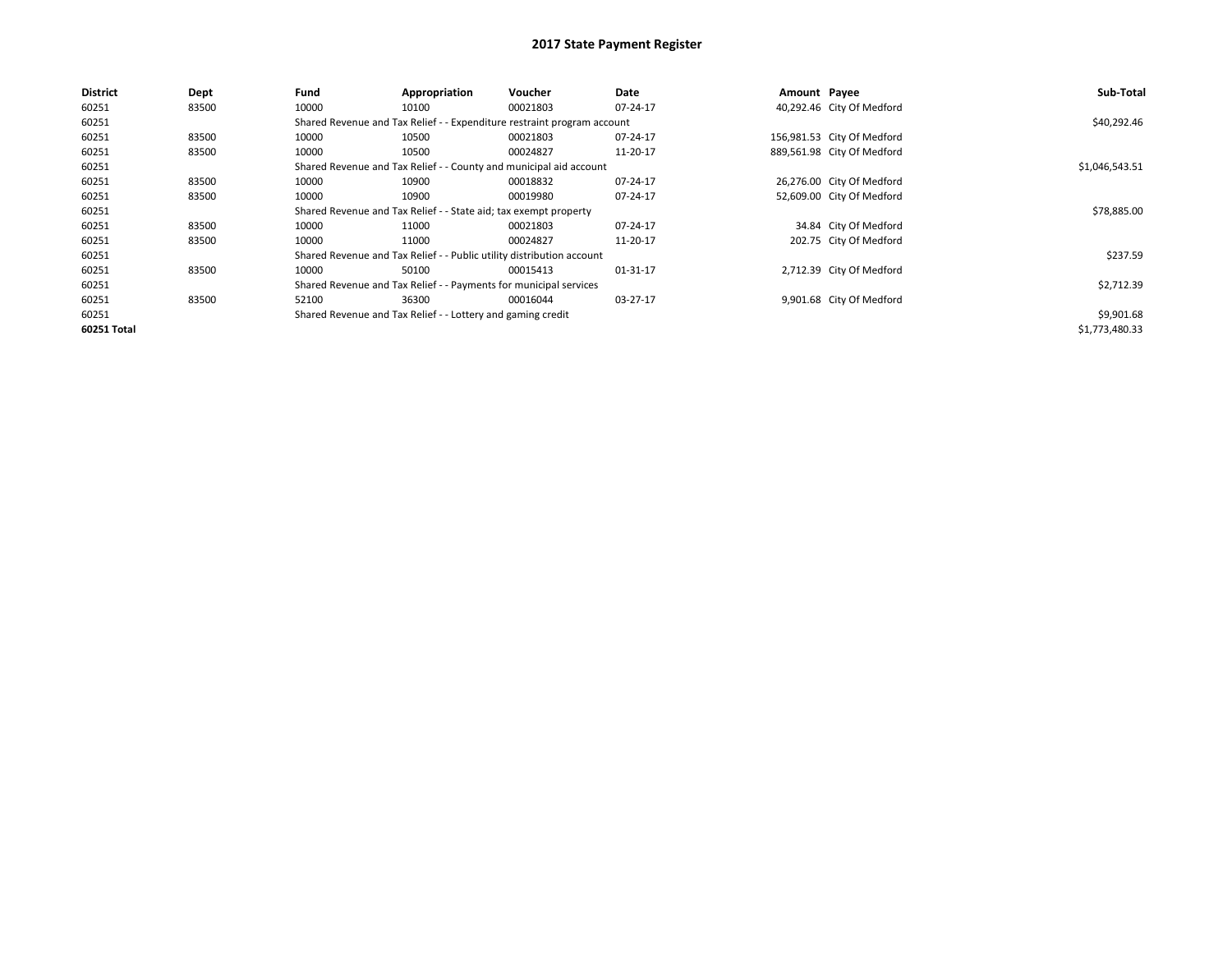# 2017 State Payment Register

| District | Dept | Fund | Appropriation | Voucher | Date | Amount | Payee | Sub-Total |
|---|---|---|---|---|---|---|---|---|
| 60251 | 83500 | 10000 | 10100 | 00021803 | 07-24-17 | 40,292.46 | City Of Medford | |
| 60251 | | Shared Revenue and Tax Relief - - Expenditure restraint program account | | | | | | $40,292.46 |
| 60251 | 83500 | 10000 | 10500 | 00021803 | 07-24-17 | 156,981.53 | City Of Medford | |
| 60251 | 83500 | 10000 | 10500 | 00024827 | 11-20-17 | 889,561.98 | City Of Medford | |
| 60251 | | Shared Revenue and Tax Relief - - County and municipal aid account | | | | | | $1,046,543.51 |
| 60251 | 83500 | 10000 | 10900 | 00018832 | 07-24-17 | 26,276.00 | City Of Medford | |
| 60251 | 83500 | 10000 | 10900 | 00019980 | 07-24-17 | 52,609.00 | City Of Medford | |
| 60251 | | Shared Revenue and Tax Relief - - State aid; tax exempt property | | | | | | $78,885.00 |
| 60251 | 83500 | 10000 | 11000 | 00021803 | 07-24-17 | 34.84 | City Of Medford | |
| 60251 | 83500 | 10000 | 11000 | 00024827 | 11-20-17 | 202.75 | City Of Medford | |
| 60251 | | Shared Revenue and Tax Relief - - Public utility distribution account | | | | | | $237.59 |
| 60251 | 83500 | 10000 | 50100 | 00015413 | 01-31-17 | 2,712.39 | City Of Medford | |
| 60251 | | Shared Revenue and Tax Relief - - Payments for municipal services | | | | | | $2,712.39 |
| 60251 | 83500 | 52100 | 36300 | 00016044 | 03-27-17 | 9,901.68 | City Of Medford | |
| 60251 | | Shared Revenue and Tax Relief - - Lottery and gaming credit | | | | | | $9,901.68 |
| **60251 Total** | | | | | | | | $1,773,480.33 |